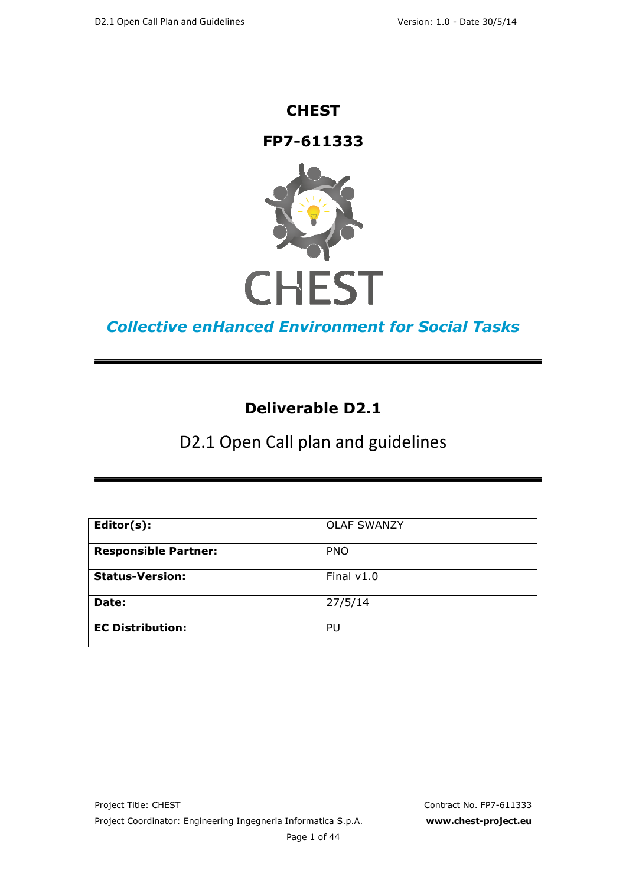# CHEST

# FP7-611333

CHEST

***Collective enHanced Environment for Social Tasks***

## Deliverable D2.1

## D2.1 Open Call plan and guidelines

| **Editor(s):** | OLAF SWANZY |
|---|---|
| **Responsible Partner:** | PNO |
| **Status-Version:** | Final v1.0 |
| **Date:** | 27/5/14 |
| **EC Distribution:** | PU |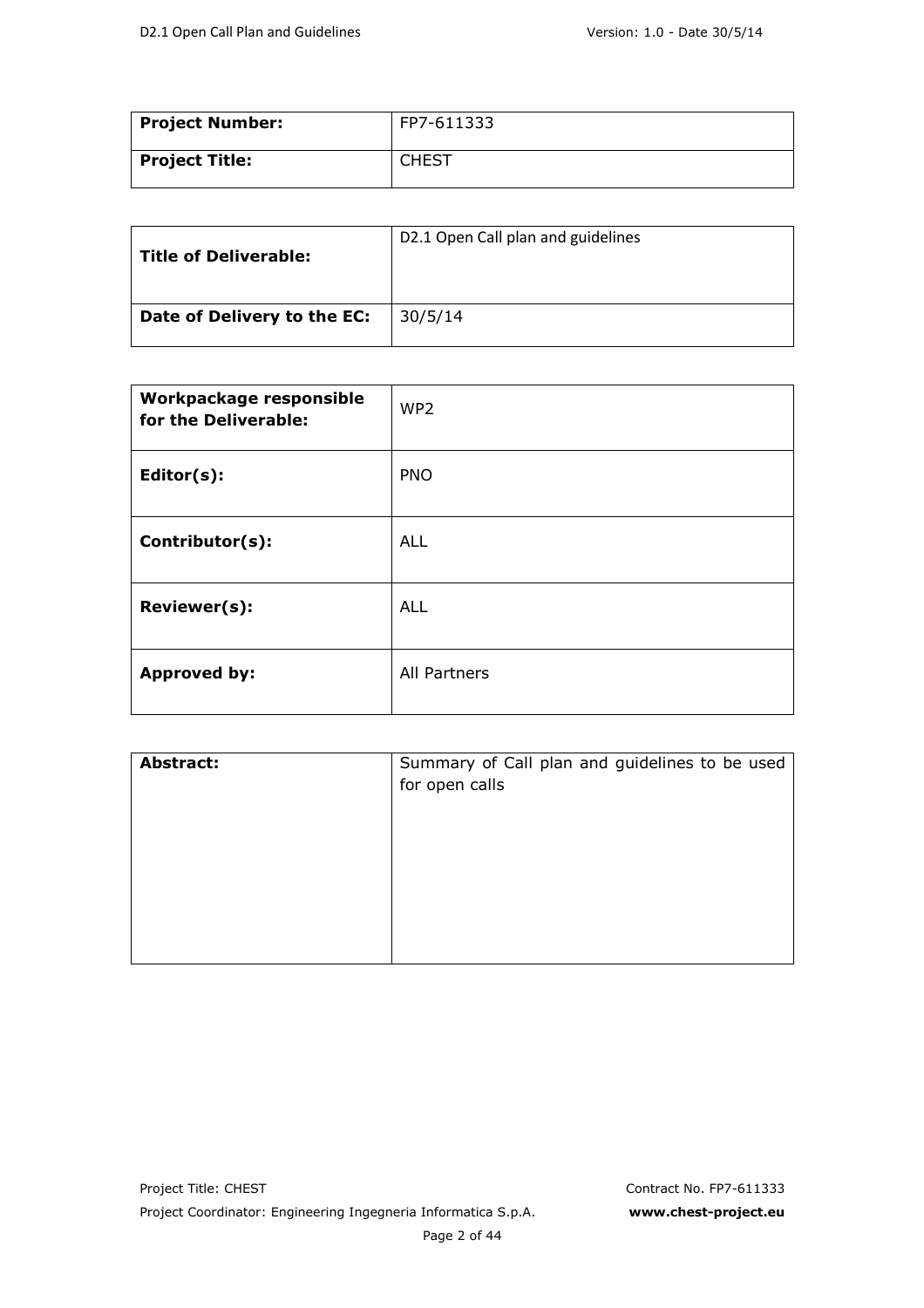| | |
|---|---|
| **Project Number:** | FP7-611333 |
| **Project Title:** | CHEST |

| | |
|---|---|
| **Title of Deliverable:** | D2.1 Open Call plan and guidelines |
| **Date of Delivery to the EC:** | 30/5/14 |

| | |
|---|---|
| **Workpackage responsible for the Deliverable:** | WP2 |
| **Editor(s):** | PNO |
| **Contributor(s):** | ALL |
| **Reviewer(s):** | ALL |
| **Approved by:** | All Partners |

| | |
|---|---|
| **Abstract:** | Summary of Call plan and guidelines to be used for open calls |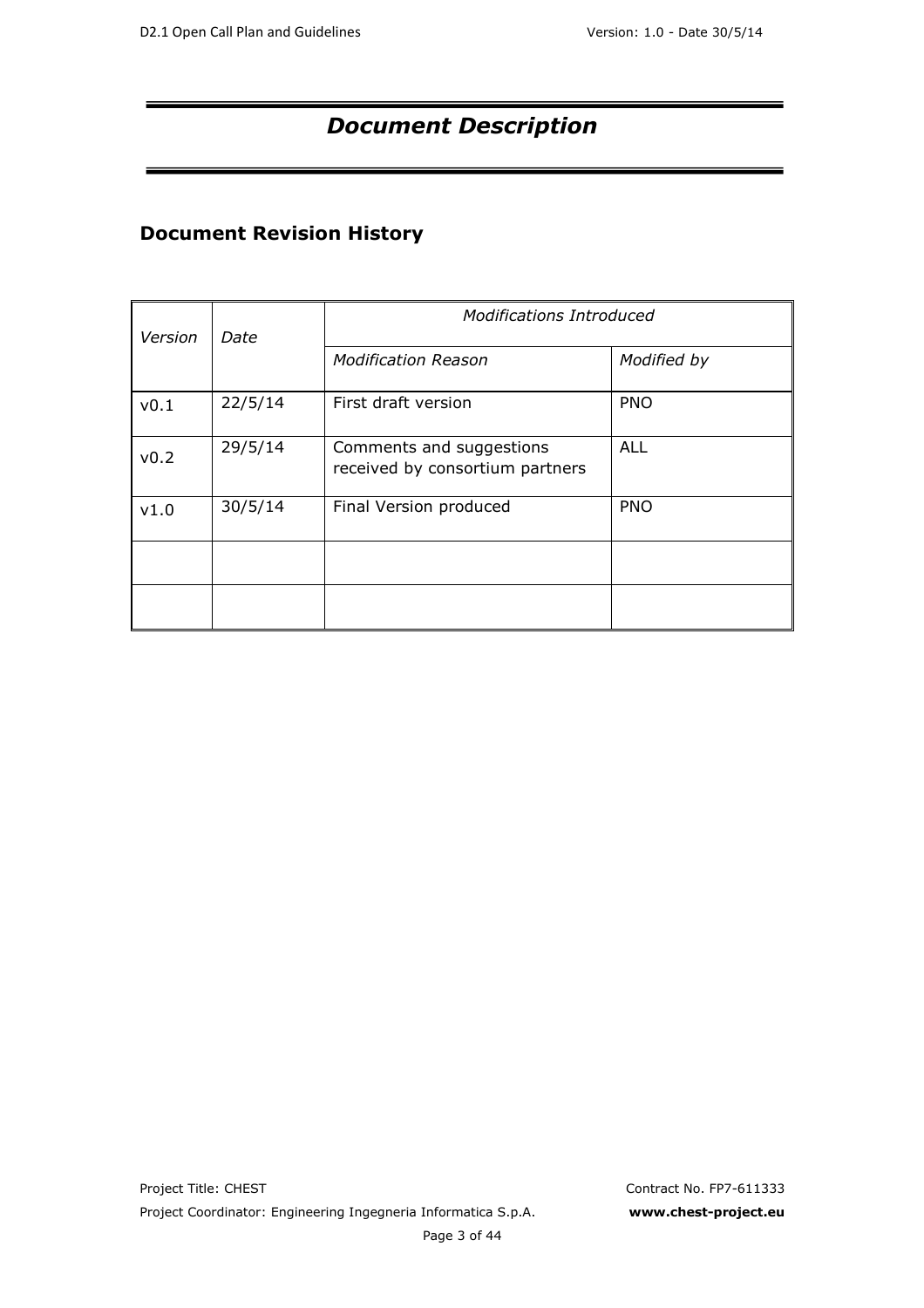# *Document Description*

## Document Revision History

| *Version* | *Date* | *Modifications Introduced* | |
|---|---|---|---|
| | | *Modification Reason* | *Modified by* |
| v0.1 | 22/5/14 | First draft version | PNO |
| v0.2 | 29/5/14 | Comments and suggestions received by consortium partners | ALL |
| v1.0 | 30/5/14 | Final Version produced | PNO |
| | | | |
| | | | |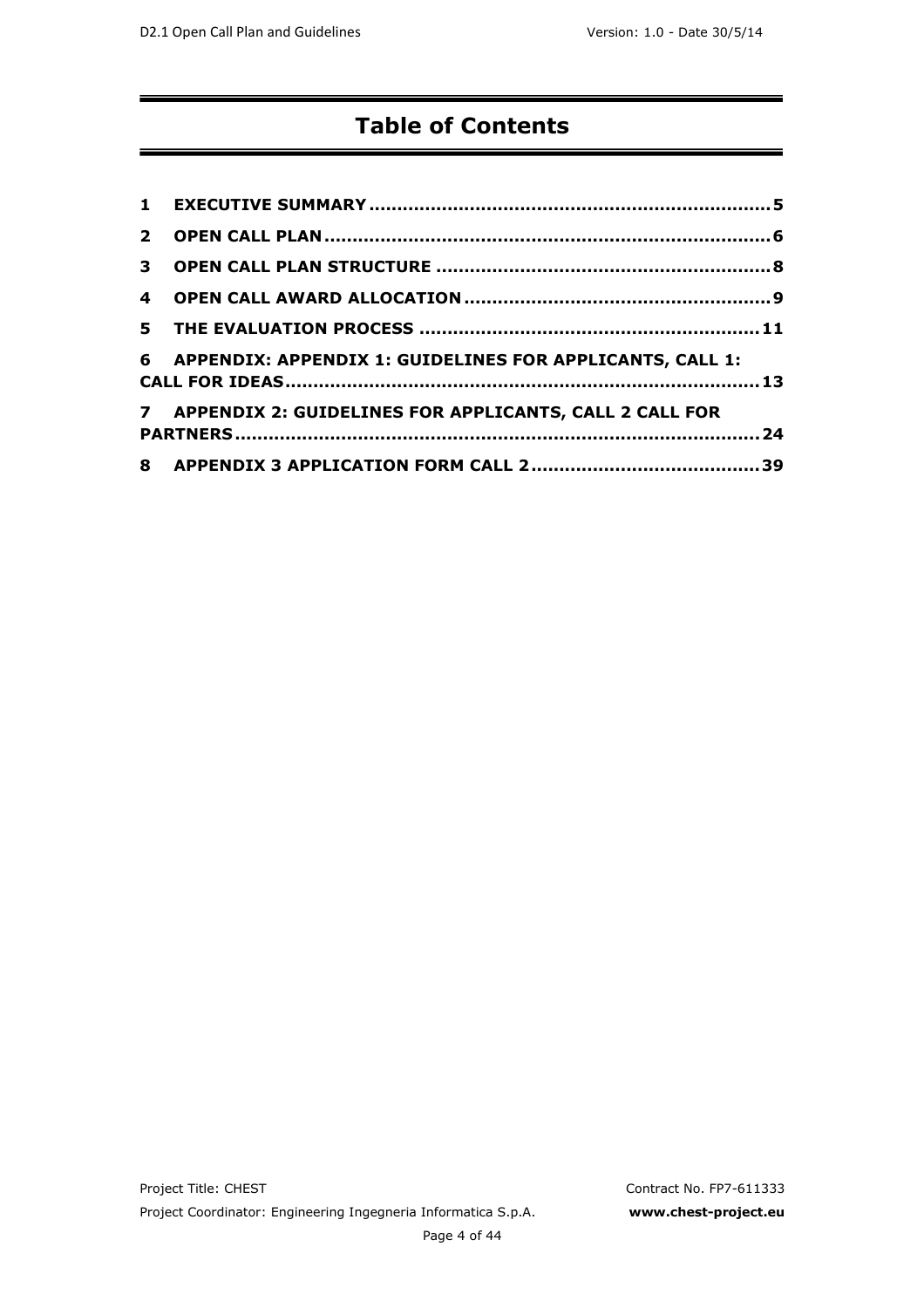# Table of Contents

1 EXECUTIVE SUMMARY .......................................................................5

2 OPEN CALL PLAN ...............................................................................6

3 OPEN CALL PLAN STRUCTURE ...........................................................8

4 OPEN CALL AWARD ALLOCATION ......................................................9

5 THE EVALUATION PROCESS ............................................................11

6 APPENDIX: APPENDIX 1: GUIDELINES FOR APPLICANTS, CALL 1: CALL FOR IDEAS..................................................................................13

7 APPENDIX 2: GUIDELINES FOR APPLICANTS, CALL 2 CALL FOR PARTNERS..............................................................................24

8 APPENDIX 3 APPLICATION FORM CALL 2........................................39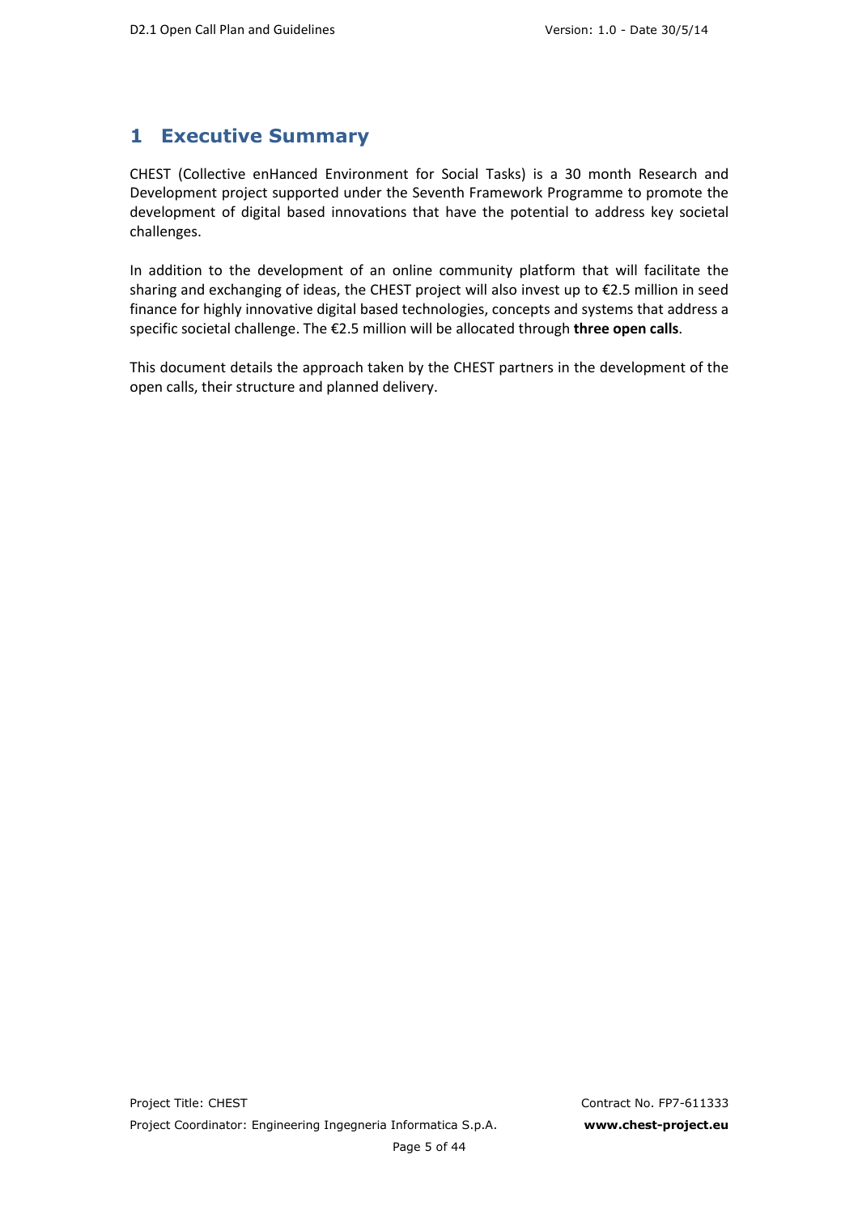# 1 Executive Summary

CHEST (Collective enHanced Environment for Social Tasks) is a 30 month Research and Development project supported under the Seventh Framework Programme to promote the development of digital based innovations that have the potential to address key societal challenges.

In addition to the development of an online community platform that will facilitate the sharing and exchanging of ideas, the CHEST project will also invest up to €2.5 million in seed finance for highly innovative digital based technologies, concepts and systems that address a specific societal challenge. The €2.5 million will be allocated through **three open calls**.

This document details the approach taken by the CHEST partners in the development of the open calls, their structure and planned delivery.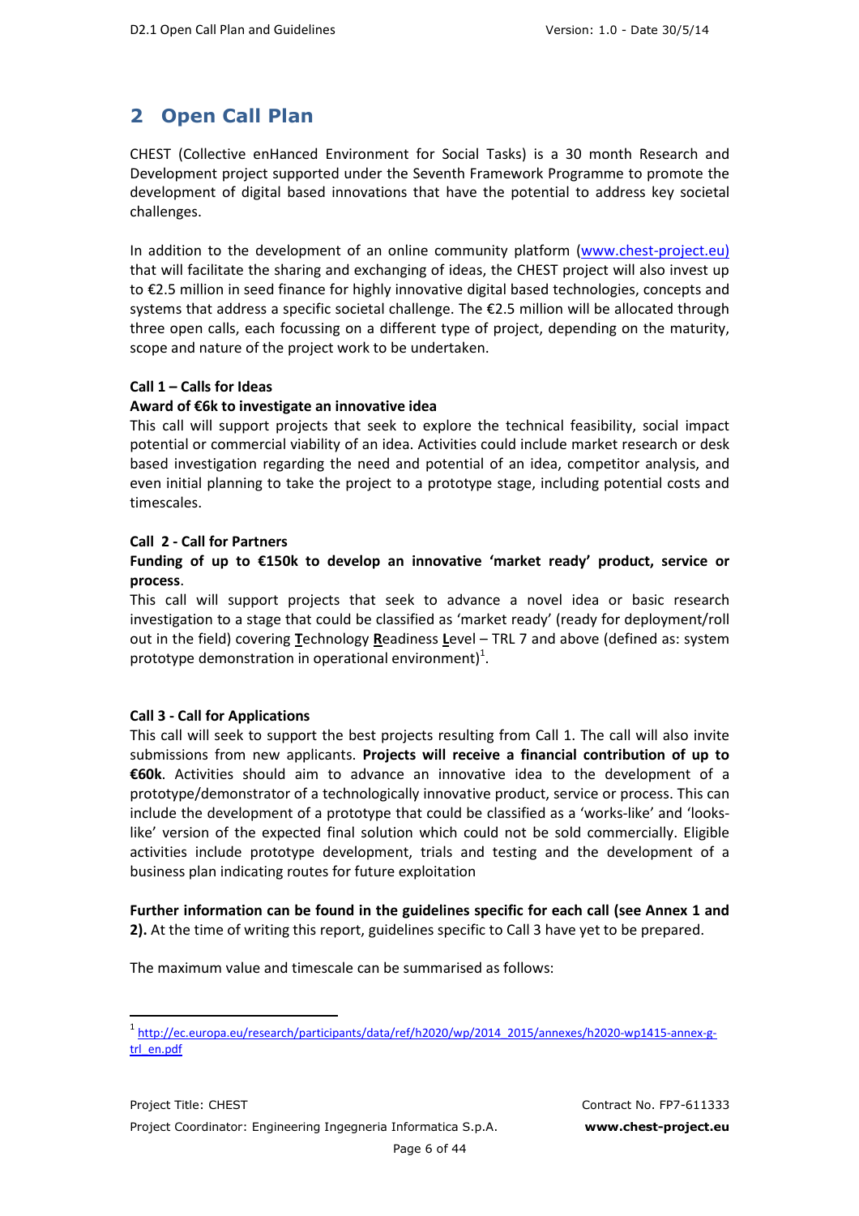## 2 Open Call Plan

CHEST (Collective enHanced Environment for Social Tasks) is a 30 month Research and Development project supported under the Seventh Framework Programme to promote the development of digital based innovations that have the potential to address key societal challenges.

In addition to the development of an online community platform (www.chest-project.eu) that will facilitate the sharing and exchanging of ideas, the CHEST project will also invest up to €2.5 million in seed finance for highly innovative digital based technologies, concepts and systems that address a specific societal challenge. The €2.5 million will be allocated through three open calls, each focussing on a different type of project, depending on the maturity, scope and nature of the project work to be undertaken.

**Call 1 – Calls for Ideas**

**Award of €6k to investigate an innovative idea**

This call will support projects that seek to explore the technical feasibility, social impact potential or commercial viability of an idea. Activities could include market research or desk based investigation regarding the need and potential of an idea, competitor analysis, and even initial planning to take the project to a prototype stage, including potential costs and timescales.

**Call 2 - Call for Partners**

**Funding of up to €150k to develop an innovative 'market ready' product, service or process**.

This call will support projects that seek to advance a novel idea or basic research investigation to a stage that could be classified as 'market ready' (ready for deployment/roll out in the field) covering **T**echnology **R**eadiness **L**evel – TRL 7 and above (defined as: system prototype demonstration in operational environment)[1].

**Call 3 - Call for Applications**

This call will seek to support the best projects resulting from Call 1. The call will also invite submissions from new applicants. **Projects will receive a financial contribution of up to €60k**. Activities should aim to advance an innovative idea to the development of a prototype/demonstrator of a technologically innovative product, service or process. This can include the development of a prototype that could be classified as a 'works-like' and 'looks-like' version of the expected final solution which could not be sold commercially. Eligible activities include prototype development, trials and testing and the development of a business plan indicating routes for future exploitation

**Further information can be found in the guidelines specific for each call (see Annex 1 and 2).** At the time of writing this report, guidelines specific to Call 3 have yet to be prepared.

The maximum value and timescale can be summarised as follows:

[1] http://ec.europa.eu/research/participants/data/ref/h2020/wp/2014_2015/annexes/h2020-wp1415-annex-g-trl_en.pdf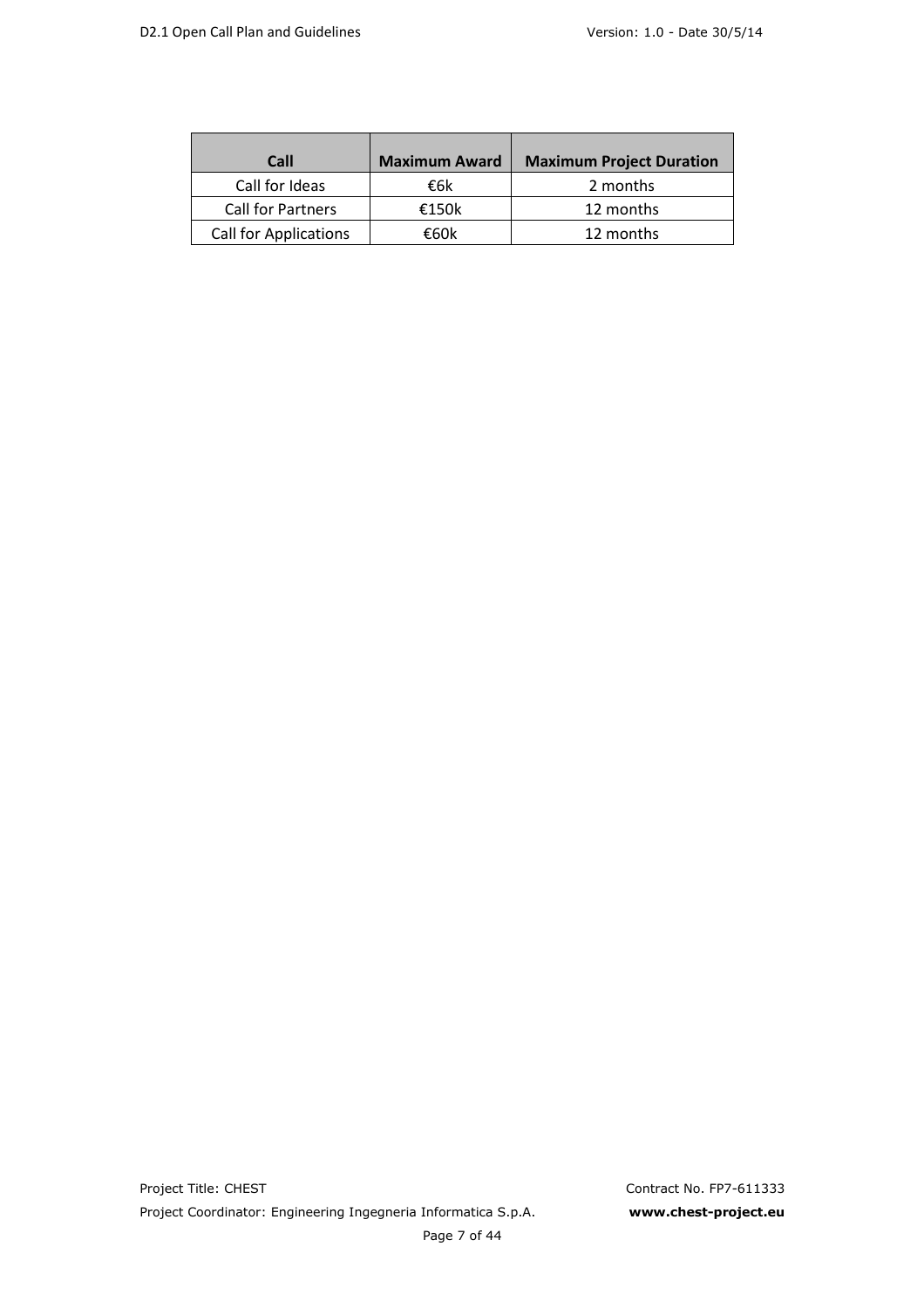| Call | Maximum Award | Maximum Project Duration |
| --- | --- | --- |
| Call for Ideas | €6k | 2 months |
| Call for Partners | €150k | 12 months |
| Call for Applications | €60k | 12 months |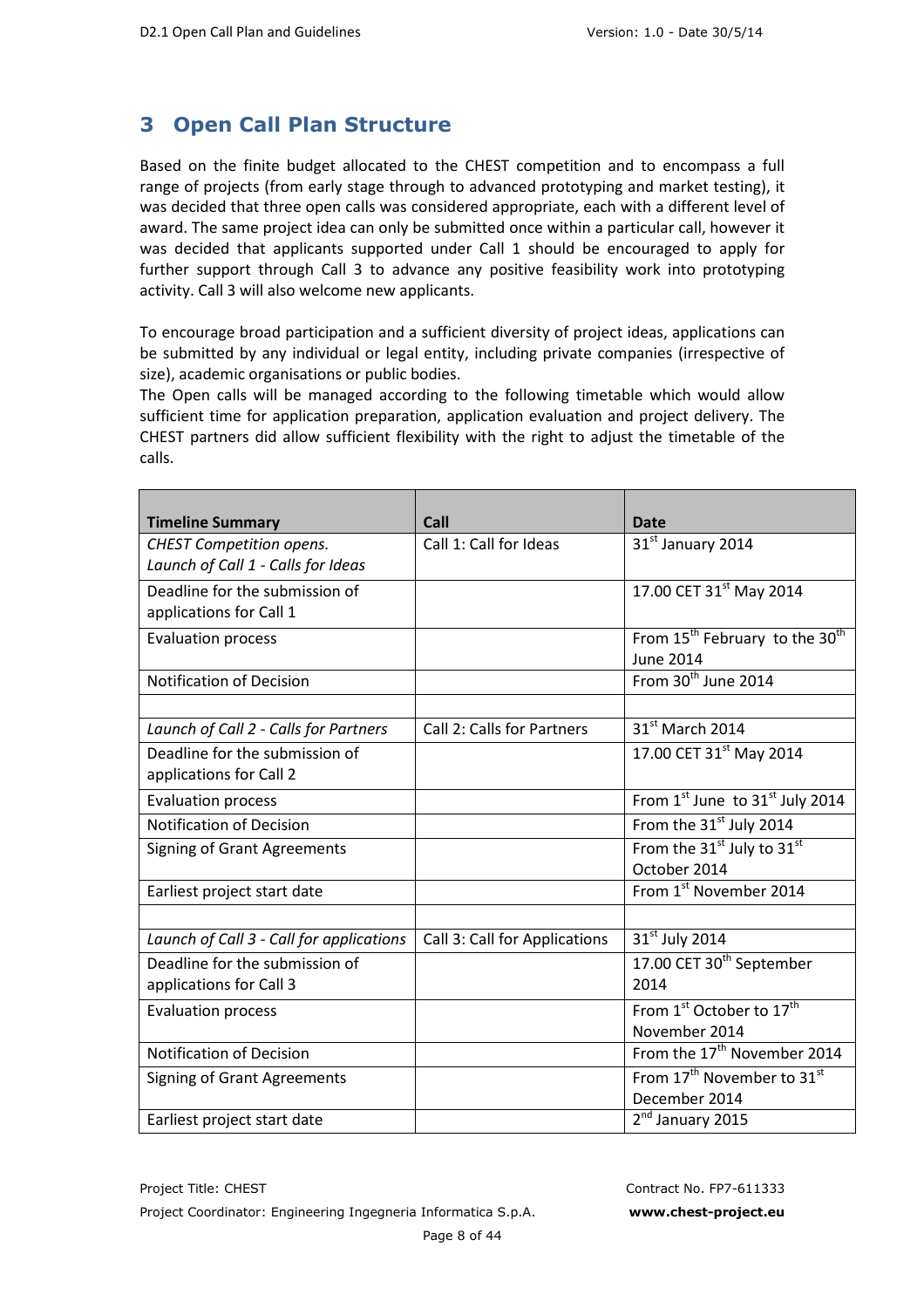## 3 Open Call Plan Structure

Based on the finite budget allocated to the CHEST competition and to encompass a full range of projects (from early stage through to advanced prototyping and market testing), it was decided that three open calls was considered appropriate, each with a different level of award. The same project idea can only be submitted once within a particular call, however it was decided that applicants supported under Call 1 should be encouraged to apply for further support through Call 3 to advance any positive feasibility work into prototyping activity. Call 3 will also welcome new applicants.

To encourage broad participation and a sufficient diversity of project ideas, applications can be submitted by any individual or legal entity, including private companies (irrespective of size), academic organisations or public bodies.
The Open calls will be managed according to the following timetable which would allow sufficient time for application preparation, application evaluation and project delivery. The CHEST partners did allow sufficient flexibility with the right to adjust the timetable of the calls.

| Timeline Summary | Call | Date |
|---|---|---|
| *CHEST Competition opens. Launch of Call 1 - Calls for Ideas* | Call 1: Call for Ideas | 31st January 2014 |
| Deadline for the submission of applications for Call 1 | | 17.00 CET 31st May 2014 |
| Evaluation process | | From 15th February to the 30th June 2014 |
| Notification of Decision | | From 30th June 2014 |
| | | |
| *Launch of Call 2 - Calls for Partners* | Call 2: Calls for Partners | 31st March 2014 |
| Deadline for the submission of applications for Call 2 | | 17.00 CET 31st May 2014 |
| Evaluation process | | From 1st June to 31st July 2014 |
| Notification of Decision | | From the 31st July 2014 |
| Signing of Grant Agreements | | From the 31st July to 31st October 2014 |
| Earliest project start date | | From 1st November 2014 |
| | | |
| *Launch of Call 3 - Call for applications* | Call 3: Call for Applications | 31st July 2014 |
| Deadline for the submission of applications for Call 3 | | 17.00 CET 30th September 2014 |
| Evaluation process | | From 1st October to 17th November 2014 |
| Notification of Decision | | From the 17th November 2014 |
| Signing of Grant Agreements | | From 17th November to 31st December 2014 |
| Earliest project start date | | 2nd January 2015 |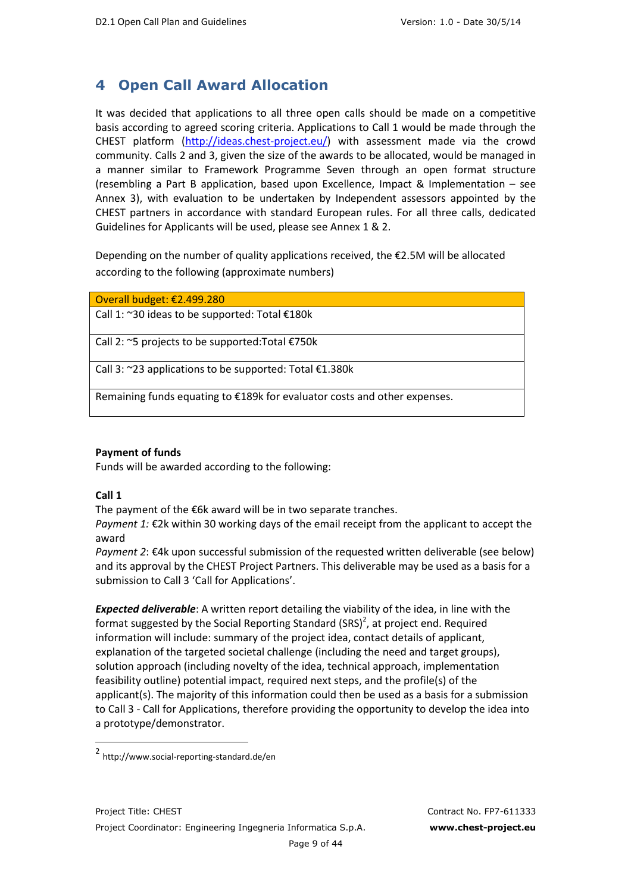# 4 Open Call Award Allocation

It was decided that applications to all three open calls should be made on a competitive basis according to agreed scoring criteria. Applications to Call 1 would be made through the CHEST platform (http://ideas.chest-project.eu/) with assessment made via the crowd community. Calls 2 and 3, given the size of the awards to be allocated, would be managed in a manner similar to Framework Programme Seven through an open format structure (resembling a Part B application, based upon Excellence, Impact & Implementation – see Annex 3), with evaluation to be undertaken by Independent assessors appointed by the CHEST partners in accordance with standard European rules. For all three calls, dedicated Guidelines for Applicants will be used, please see Annex 1 & 2.

Depending on the number of quality applications received, the €2.5M will be allocated according to the following (approximate numbers)

| Overall budget: €2.499.280 |
|---|
| Call 1: ~30 ideas to be supported: Total €180k |
| Call 2: ~5 projects to be supported:Total €750k |
| Call 3: ~23 applications to be supported: Total €1.380k |
| Remaining funds equating to €189k for evaluator costs and other expenses. |

**Payment of funds**

Funds will be awarded according to the following:

**Call 1**

The payment of the €6k award will be in two separate tranches.

*Payment 1:* €2k within 30 working days of the email receipt from the applicant to accept the award

*Payment 2*: €4k upon successful submission of the requested written deliverable (see below) and its approval by the CHEST Project Partners. This deliverable may be used as a basis for a submission to Call 3 'Call for Applications'.

***Expected deliverable***: A written report detailing the viability of the idea, in line with the format suggested by the Social Reporting Standard (SRS)[2], at project end. Required information will include: summary of the project idea, contact details of applicant, explanation of the targeted societal challenge (including the need and target groups), solution approach (including novelty of the idea, technical approach, implementation feasibility outline) potential impact, required next steps, and the profile(s) of the applicant(s). The majority of this information could then be used as a basis for a submission to Call 3 - Call for Applications, therefore providing the opportunity to develop the idea into a prototype/demonstrator.

[2] http://www.social-reporting-standard.de/en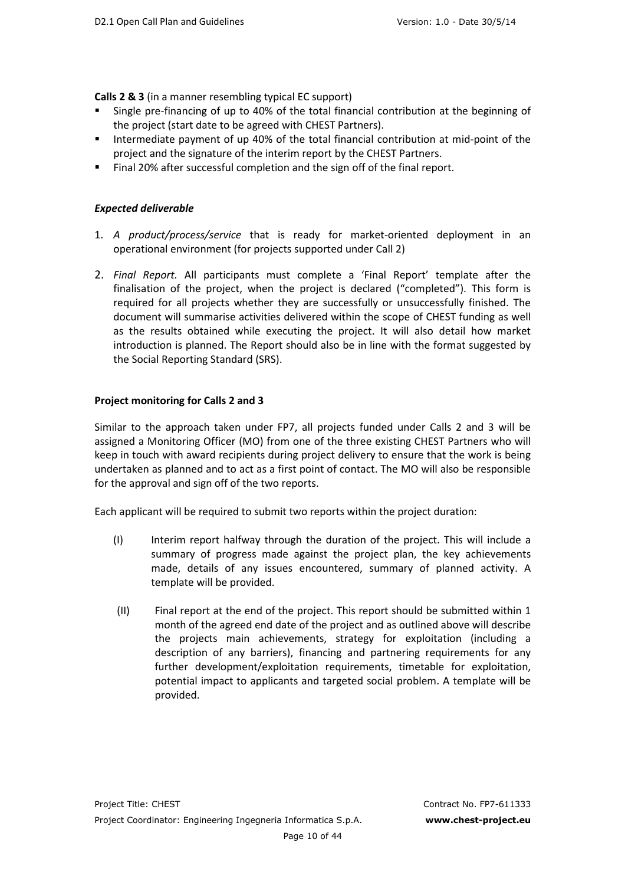**Calls 2 & 3** (in a manner resembling typical EC support)

- Single pre-financing of up to 40% of the total financial contribution at the beginning of the project (start date to be agreed with CHEST Partners).
- Intermediate payment of up 40% of the total financial contribution at mid-point of the project and the signature of the interim report by the CHEST Partners.
- Final 20% after successful completion and the sign off of the final report.

***Expected deliverable***

1. *A product/process/service* that is ready for market-oriented deployment in an operational environment (for projects supported under Call 2)
2. *Final Report.* All participants must complete a 'Final Report' template after the finalisation of the project, when the project is declared ("completed"). This form is required for all projects whether they are successfully or unsuccessfully finished. The document will summarise activities delivered within the scope of CHEST funding as well as the results obtained while executing the project. It will also detail how market introduction is planned. The Report should also be in line with the format suggested by the Social Reporting Standard (SRS).

**Project monitoring for Calls 2 and 3**

Similar to the approach taken under FP7, all projects funded under Calls 2 and 3 will be assigned a Monitoring Officer (MO) from one of the three existing CHEST Partners who will keep in touch with award recipients during project delivery to ensure that the work is being undertaken as planned and to act as a first point of contact. The MO will also be responsible for the approval and sign off of the two reports.

Each applicant will be required to submit two reports within the project duration:

(I) Interim report halfway through the duration of the project. This will include a summary of progress made against the project plan, the key achievements made, details of any issues encountered, summary of planned activity. A template will be provided.

(II) Final report at the end of the project. This report should be submitted within 1 month of the agreed end date of the project and as outlined above will describe the projects main achievements, strategy for exploitation (including a description of any barriers), financing and partnering requirements for any further development/exploitation requirements, timetable for exploitation, potential impact to applicants and targeted social problem. A template will be provided.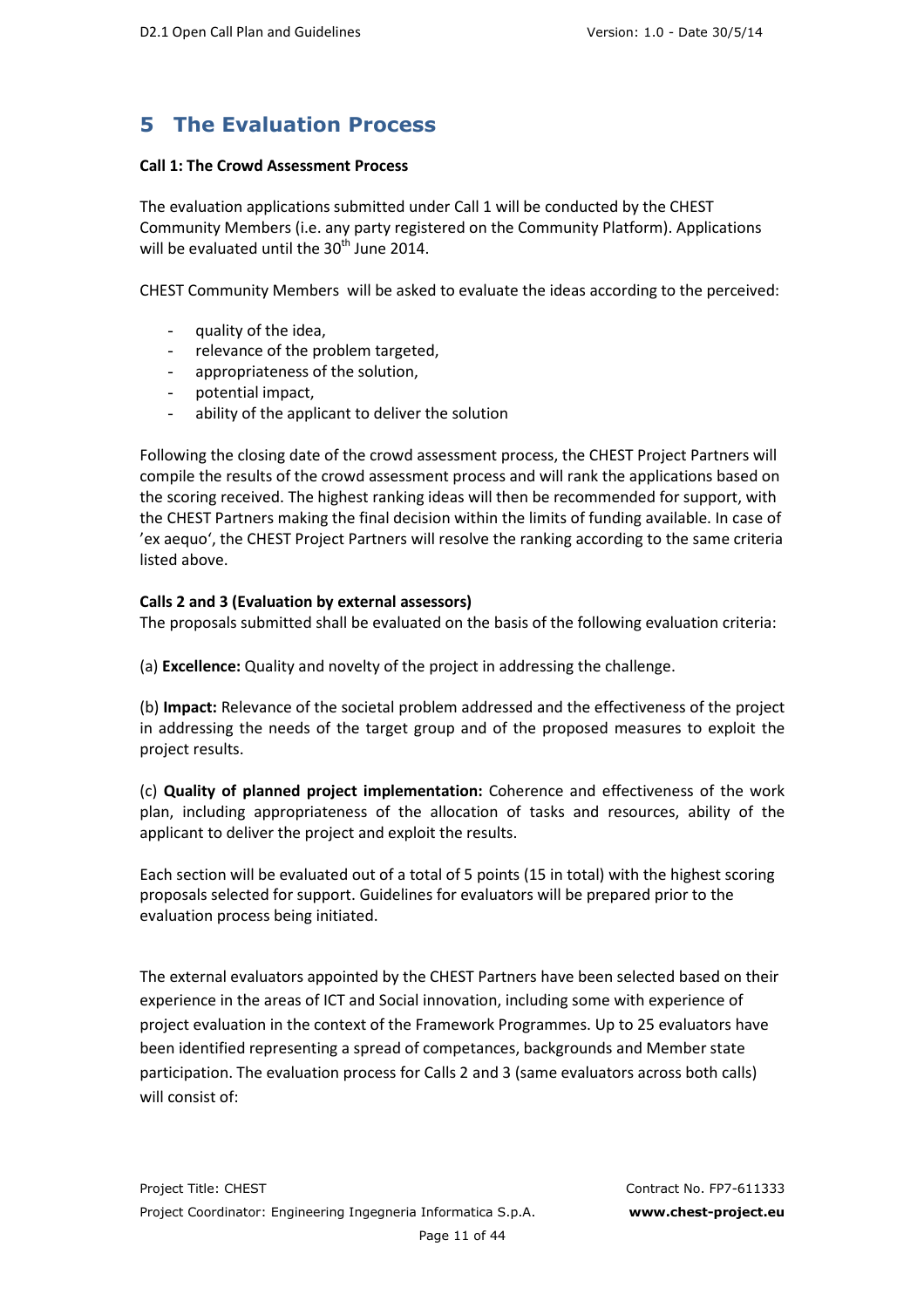# 5 The Evaluation Process

**Call 1: The Crowd Assessment Process**

The evaluation applications submitted under Call 1 will be conducted by the CHEST Community Members (i.e. any party registered on the Community Platform). Applications will be evaluated until the 30th June 2014.

CHEST Community Members will be asked to evaluate the ideas according to the perceived:

- quality of the idea,
- relevance of the problem targeted,
- appropriateness of the solution,
- potential impact,
- ability of the applicant to deliver the solution

Following the closing date of the crowd assessment process, the CHEST Project Partners will compile the results of the crowd assessment process and will rank the applications based on the scoring received. The highest ranking ideas will then be recommended for support, with the CHEST Partners making the final decision within the limits of funding available. In case of 'ex aequo', the CHEST Project Partners will resolve the ranking according to the same criteria listed above.

**Calls 2 and 3 (Evaluation by external assessors)**

The proposals submitted shall be evaluated on the basis of the following evaluation criteria:

(a) **Excellence:** Quality and novelty of the project in addressing the challenge.

(b) **Impact:** Relevance of the societal problem addressed and the effectiveness of the project in addressing the needs of the target group and of the proposed measures to exploit the project results.

(c) **Quality of planned project implementation:** Coherence and effectiveness of the work plan, including appropriateness of the allocation of tasks and resources, ability of the applicant to deliver the project and exploit the results.

Each section will be evaluated out of a total of 5 points (15 in total) with the highest scoring proposals selected for support. Guidelines for evaluators will be prepared prior to the evaluation process being initiated.

The external evaluators appointed by the CHEST Partners have been selected based on their experience in the areas of ICT and Social innovation, including some with experience of project evaluation in the context of the Framework Programmes. Up to 25 evaluators have been identified representing a spread of competances, backgrounds and Member state participation. The evaluation process for Calls 2 and 3 (same evaluators across both calls) will consist of: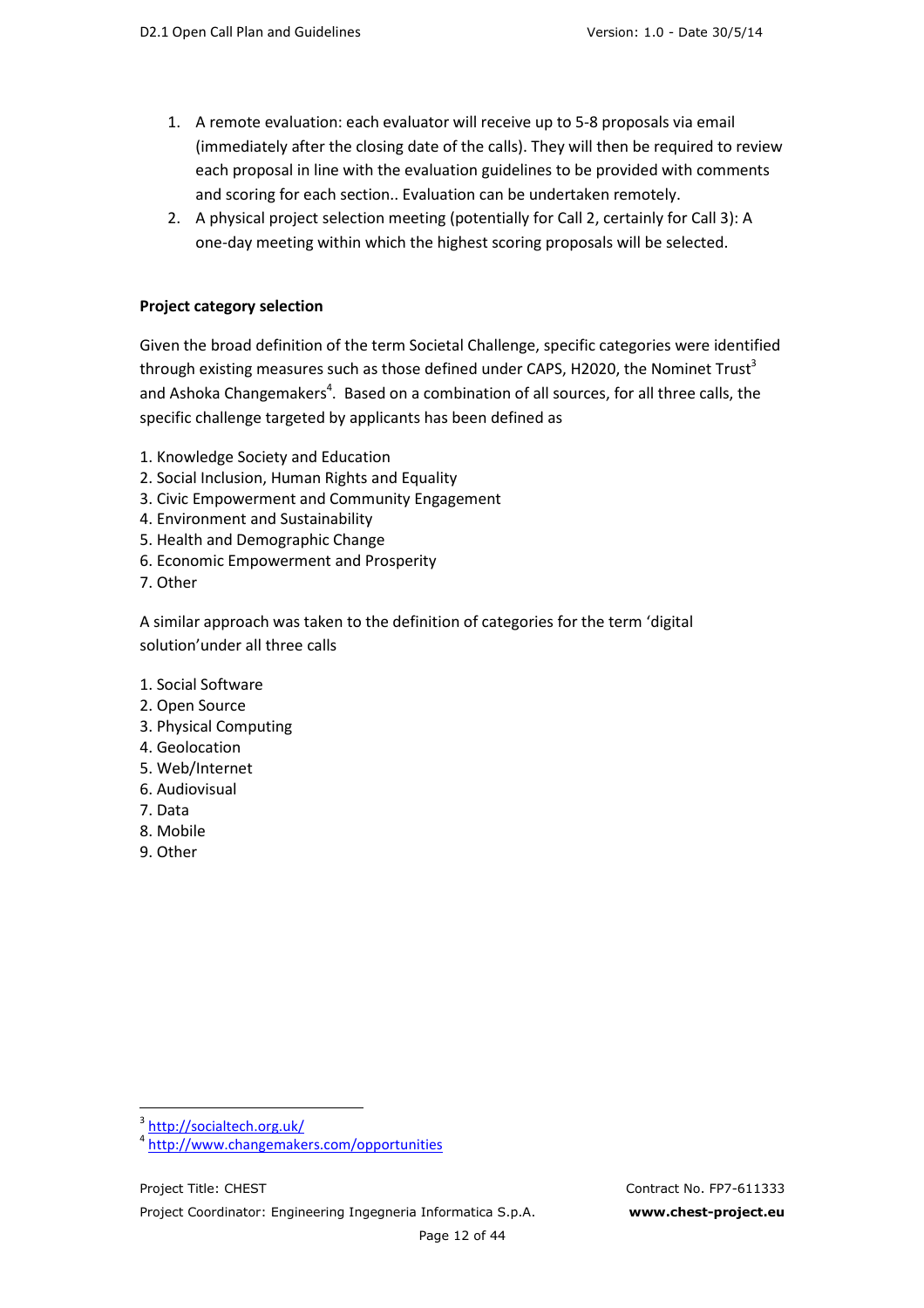1. A remote evaluation: each evaluator will receive up to 5-8 proposals via email (immediately after the closing date of the calls). They will then be required to review each proposal in line with the evaluation guidelines to be provided with comments and scoring for each section.. Evaluation can be undertaken remotely.
2. A physical project selection meeting (potentially for Call 2, certainly for Call 3): A one-day meeting within which the highest scoring proposals will be selected.

**Project category selection**

Given the broad definition of the term Societal Challenge, specific categories were identified through existing measures such as those defined under CAPS, H2020, the Nominet Trust[3] and Ashoka Changemakers[4]. Based on a combination of all sources, for all three calls, the specific challenge targeted by applicants has been defined as

1. Knowledge Society and Education
2. Social Inclusion, Human Rights and Equality
3. Civic Empowerment and Community Engagement
4. Environment and Sustainability
5. Health and Demographic Change
6. Economic Empowerment and Prosperity
7. Other

A similar approach was taken to the definition of categories for the term 'digital solution'under all three calls

1. Social Software
2. Open Source
3. Physical Computing
4. Geolocation
5. Web/Internet
6. Audiovisual
7. Data
8. Mobile
9. Other

[3] http://socialtech.org.uk/
[4] http://www.changemakers.com/opportunities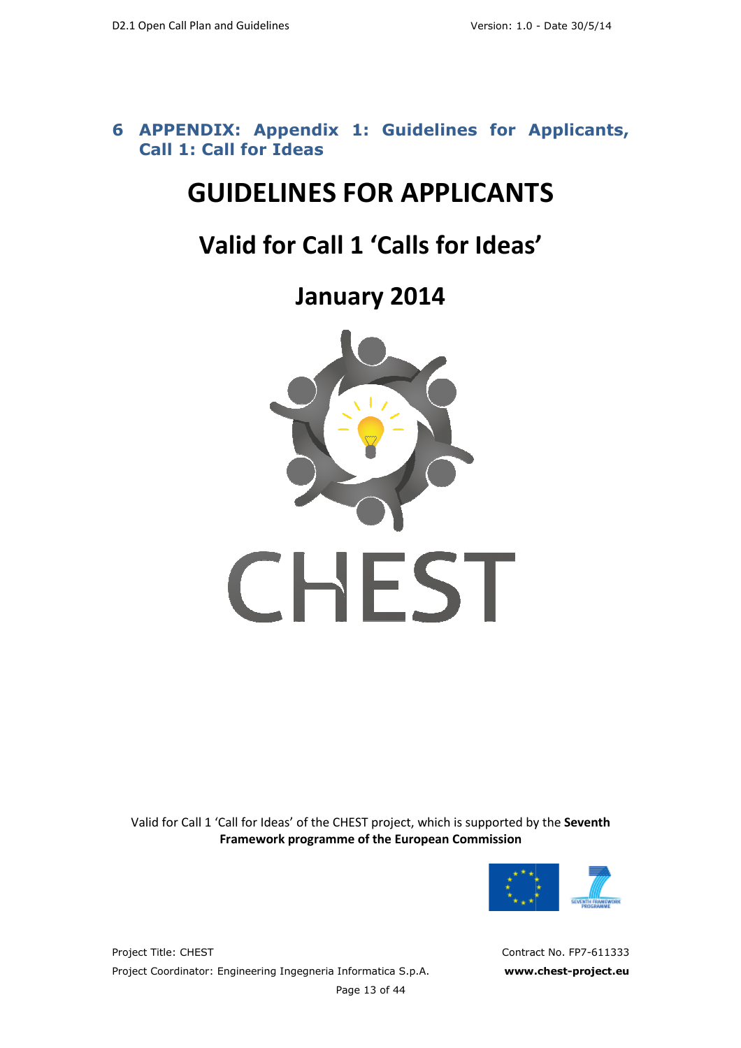# 6 APPENDIX: Appendix 1: Guidelines for Applicants, Call 1: Call for Ideas

# GUIDELINES FOR APPLICANTS

## Valid for Call 1 'Calls for Ideas'

## January 2014

CHEST

Valid for Call 1 'Call for Ideas' of the CHEST project, which is supported by the **Seventh Framework programme of the European Commission**

Project Title: CHEST

Project Coordinator: Engineering Ingegneria Informatica S.p.A.

Contract No. FP7-611333

**www.chest-project.eu**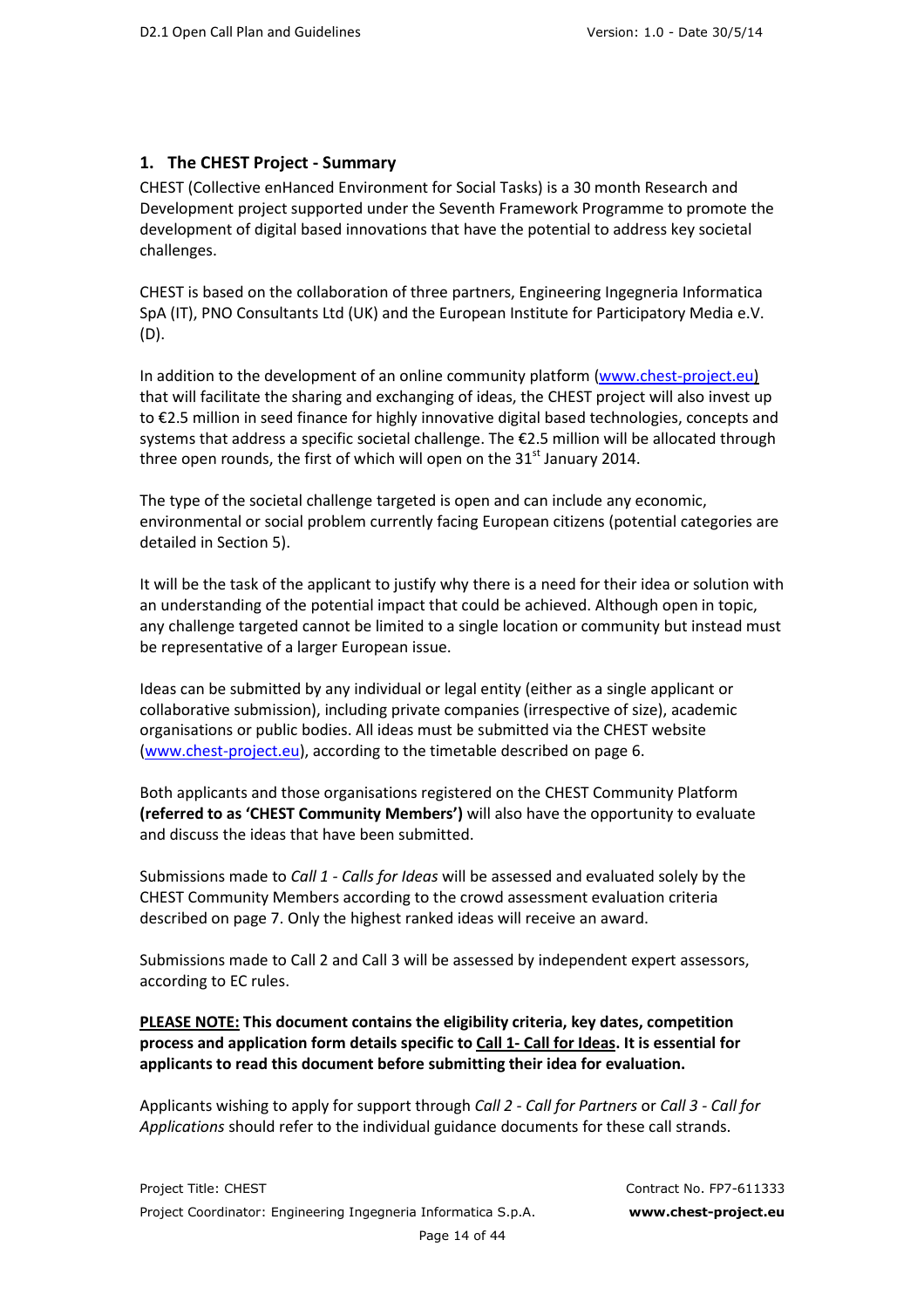## 1. The CHEST Project - Summary

CHEST (Collective enHanced Environment for Social Tasks) is a 30 month Research and Development project supported under the Seventh Framework Programme to promote the development of digital based innovations that have the potential to address key societal challenges.

CHEST is based on the collaboration of three partners, Engineering Ingegneria Informatica SpA (IT), PNO Consultants Ltd (UK) and the European Institute for Participatory Media e.V. (D).

In addition to the development of an online community platform (www.chest-project.eu) that will facilitate the sharing and exchanging of ideas, the CHEST project will also invest up to €2.5 million in seed finance for highly innovative digital based technologies, concepts and systems that address a specific societal challenge. The €2.5 million will be allocated through three open rounds, the first of which will open on the 31st January 2014.

The type of the societal challenge targeted is open and can include any economic, environmental or social problem currently facing European citizens (potential categories are detailed in Section 5).

It will be the task of the applicant to justify why there is a need for their idea or solution with an understanding of the potential impact that could be achieved. Although open in topic, any challenge targeted cannot be limited to a single location or community but instead must be representative of a larger European issue.

Ideas can be submitted by any individual or legal entity (either as a single applicant or collaborative submission), including private companies (irrespective of size), academic organisations or public bodies. All ideas must be submitted via the CHEST website (www.chest-project.eu), according to the timetable described on page 6.

Both applicants and those organisations registered on the CHEST Community Platform **(referred to as 'CHEST Community Members')** will also have the opportunity to evaluate and discuss the ideas that have been submitted.

Submissions made to *Call 1 - Calls for Ideas* will be assessed and evaluated solely by the CHEST Community Members according to the crowd assessment evaluation criteria described on page 7. Only the highest ranked ideas will receive an award.

Submissions made to Call 2 and Call 3 will be assessed by independent expert assessors, according to EC rules.

**PLEASE NOTE: This document contains the eligibility criteria, key dates, competition process and application form details specific to Call 1- Call for Ideas. It is essential for applicants to read this document before submitting their idea for evaluation.**

Applicants wishing to apply for support through *Call 2 - Call for Partners* or *Call 3 - Call for Applications* should refer to the individual guidance documents for these call strands.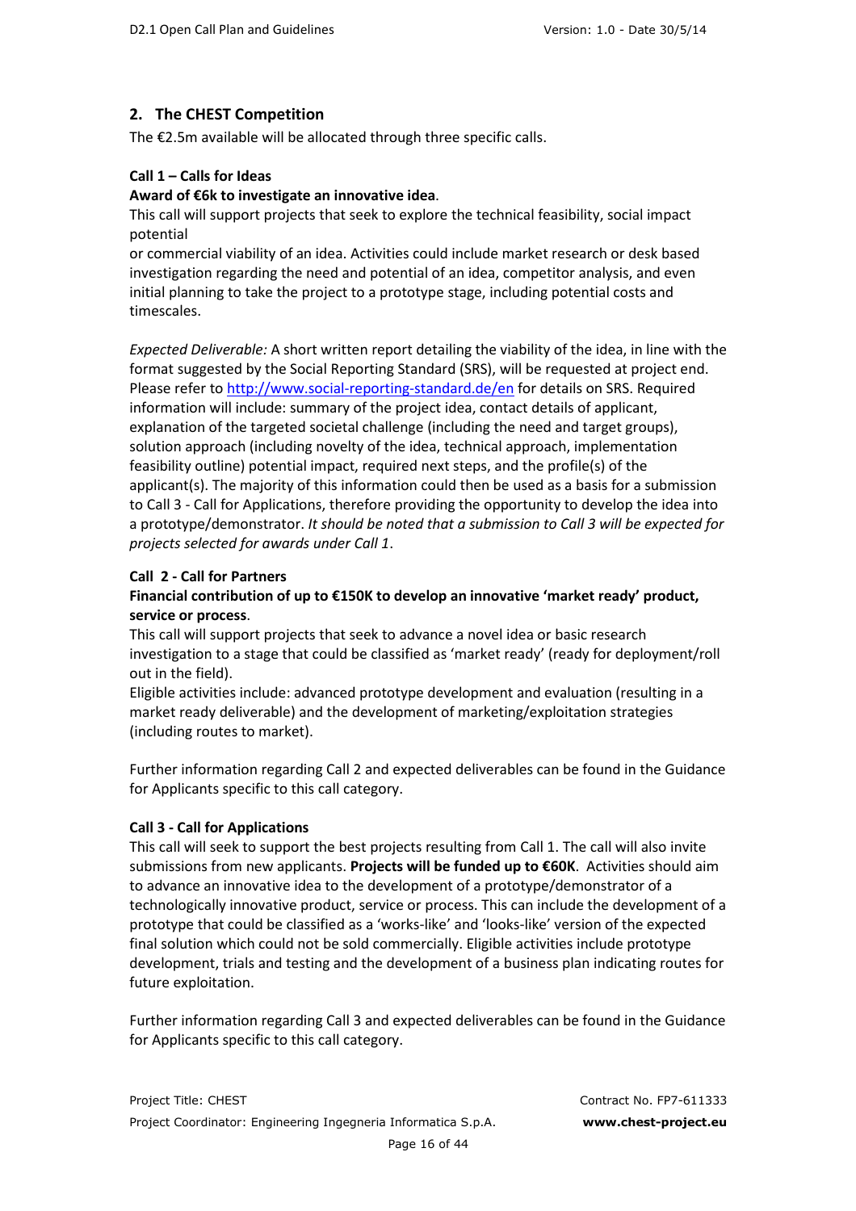## 2. The CHEST Competition

The €2.5m available will be allocated through three specific calls.

**Call 1 – Calls for Ideas**

**Award of €6k to investigate an innovative idea**.

This call will support projects that seek to explore the technical feasibility, social impact potential
or commercial viability of an idea. Activities could include market research or desk based investigation regarding the need and potential of an idea, competitor analysis, and even initial planning to take the project to a prototype stage, including potential costs and timescales.

*Expected Deliverable:* A short written report detailing the viability of the idea, in line with the format suggested by the Social Reporting Standard (SRS), will be requested at project end. Please refer to http://www.social-reporting-standard.de/en for details on SRS. Required information will include: summary of the project idea, contact details of applicant, explanation of the targeted societal challenge (including the need and target groups), solution approach (including novelty of the idea, technical approach, implementation feasibility outline) potential impact, required next steps, and the profile(s) of the applicant(s). The majority of this information could then be used as a basis for a submission to Call 3 - Call for Applications, therefore providing the opportunity to develop the idea into a prototype/demonstrator. *It should be noted that a submission to Call 3 will be expected for projects selected for awards under Call 1*.

**Call 2 - Call for Partners**

**Financial contribution of up to €150K to develop an innovative 'market ready' product, service or process**.

This call will support projects that seek to advance a novel idea or basic research investigation to a stage that could be classified as 'market ready' (ready for deployment/roll out in the field).

Eligible activities include: advanced prototype development and evaluation (resulting in a market ready deliverable) and the development of marketing/exploitation strategies (including routes to market).

Further information regarding Call 2 and expected deliverables can be found in the Guidance for Applicants specific to this call category.

**Call 3 - Call for Applications**

This call will seek to support the best projects resulting from Call 1. The call will also invite submissions from new applicants. **Projects will be funded up to €60K**. Activities should aim to advance an innovative idea to the development of a prototype/demonstrator of a technologically innovative product, service or process. This can include the development of a prototype that could be classified as a 'works-like' and 'looks-like' version of the expected final solution which could not be sold commercially. Eligible activities include prototype development, trials and testing and the development of a business plan indicating routes for future exploitation.

Further information regarding Call 3 and expected deliverables can be found in the Guidance for Applicants specific to this call category.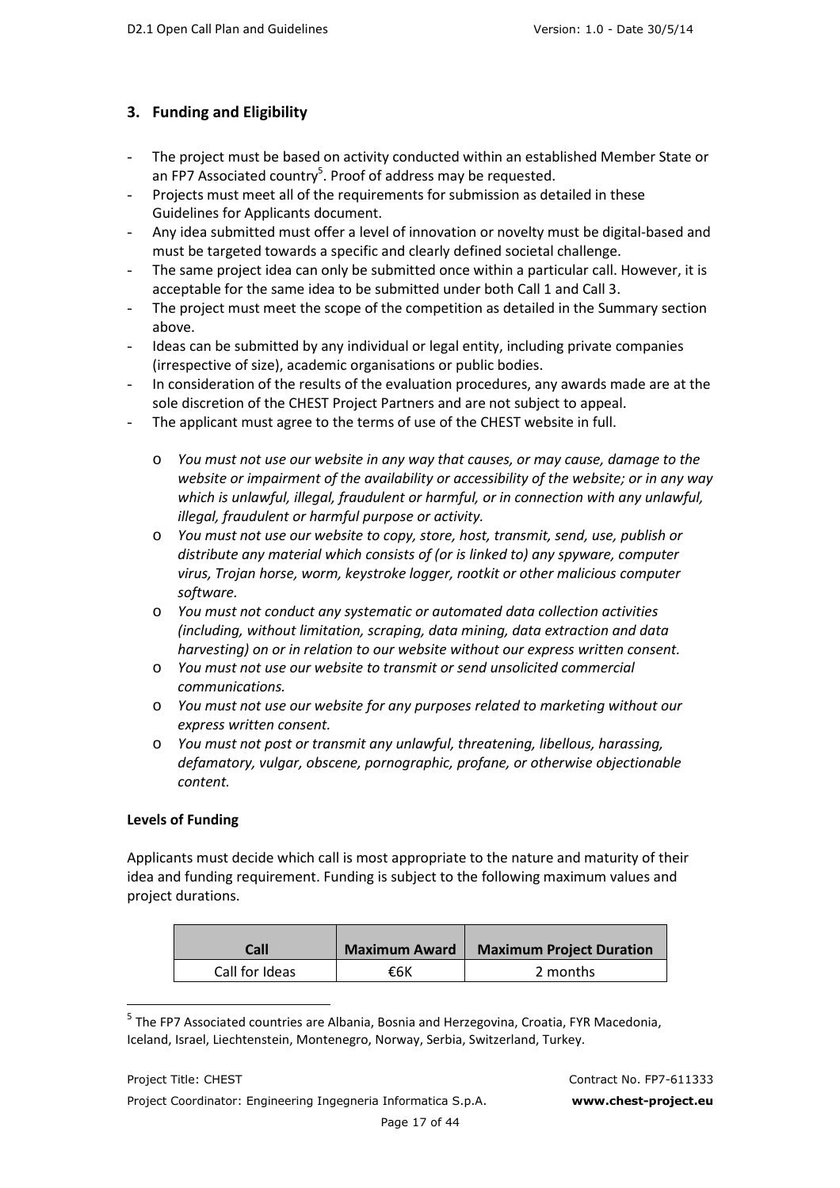## 3. Funding and Eligibility

- The project must be based on activity conducted within an established Member State or an FP7 Associated country[5]. Proof of address may be requested.
- Projects must meet all of the requirements for submission as detailed in these Guidelines for Applicants document.
- Any idea submitted must offer a level of innovation or novelty must be digital-based and must be targeted towards a specific and clearly defined societal challenge.
- The same project idea can only be submitted once within a particular call. However, it is acceptable for the same idea to be submitted under both Call 1 and Call 3.
- The project must meet the scope of the competition as detailed in the Summary section above.
- Ideas can be submitted by any individual or legal entity, including private companies (irrespective of size), academic organisations or public bodies.
- In consideration of the results of the evaluation procedures, any awards made are at the sole discretion of the CHEST Project Partners and are not subject to appeal.
- The applicant must agree to the terms of use of the CHEST website in full.
    - *You must not use our website in any way that causes, or may cause, damage to the website or impairment of the availability or accessibility of the website; or in any way which is unlawful, illegal, fraudulent or harmful, or in connection with any unlawful, illegal, fraudulent or harmful purpose or activity.*
    - *You must not use our website to copy, store, host, transmit, send, use, publish or distribute any material which consists of (or is linked to) any spyware, computer virus, Trojan horse, worm, keystroke logger, rootkit or other malicious computer software.*
    - *You must not conduct any systematic or automated data collection activities (including, without limitation, scraping, data mining, data extraction and data harvesting) on or in relation to our website without our express written consent.*
    - *You must not use our website to transmit or send unsolicited commercial communications.*
    - *You must not use our website for any purposes related to marketing without our express written consent.*
    - *You must not post or transmit any unlawful, threatening, libellous, harassing, defamatory, vulgar, obscene, pornographic, profane, or otherwise objectionable content.*

**Levels of Funding**

Applicants must decide which call is most appropriate to the nature and maturity of their idea and funding requirement. Funding is subject to the following maximum values and project durations.

| Call | Maximum Award | Maximum Project Duration |
|---|---|---|
| Call for Ideas | €6K | 2 months |

[5] The FP7 Associated countries are Albania, Bosnia and Herzegovina, Croatia, FYR Macedonia, Iceland, Israel, Liechtenstein, Montenegro, Norway, Serbia, Switzerland, Turkey.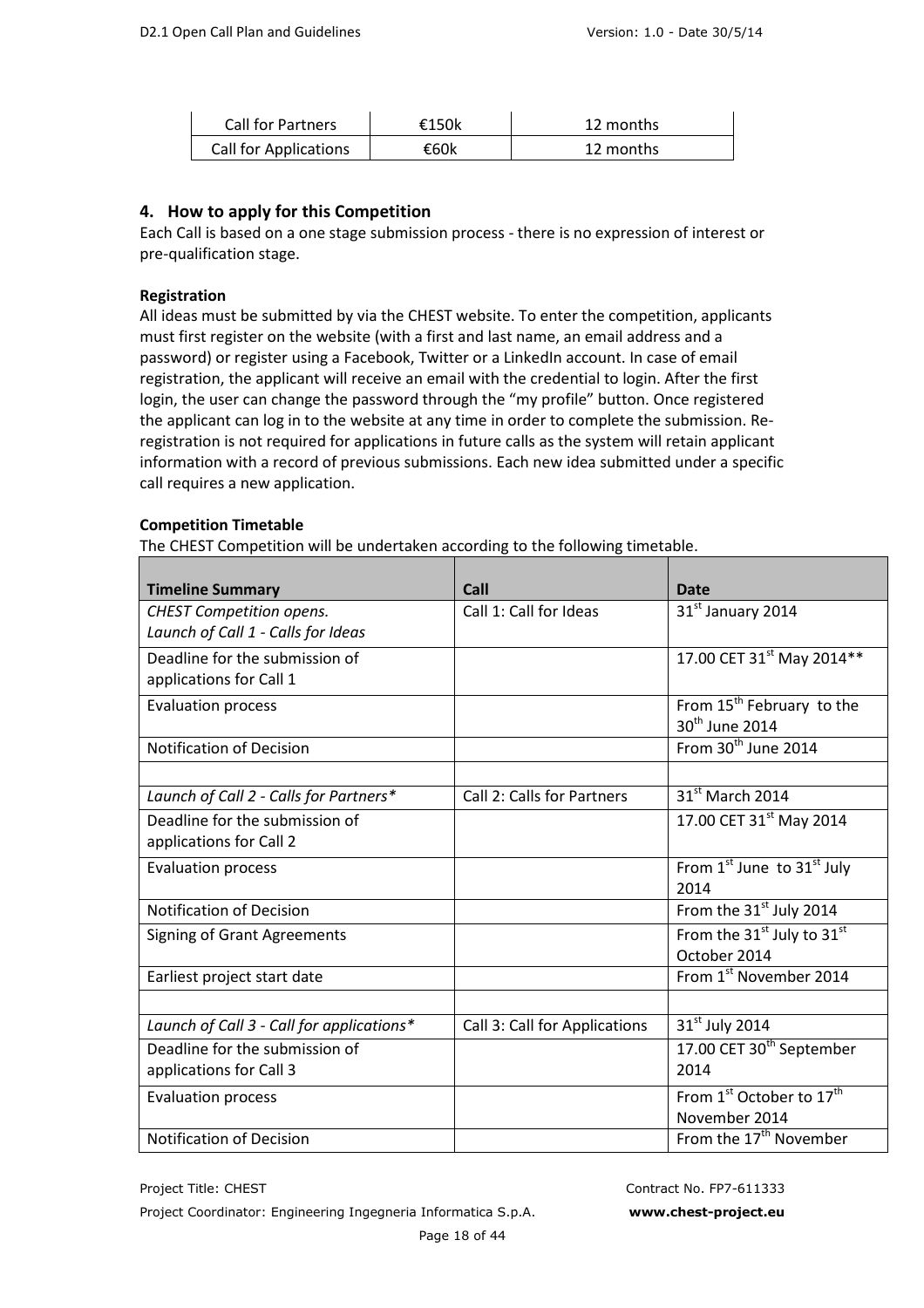| | | |
|---|---|---|
| Call for Partners | €150k | 12 months |
| Call for Applications | €60k | 12 months |

## 4. How to apply for this Competition

Each Call is based on a one stage submission process - there is no expression of interest or pre-qualification stage.

**Registration**

All ideas must be submitted by via the CHEST website. To enter the competition, applicants must first register on the website (with a first and last name, an email address and a password) or register using a Facebook, Twitter or a LinkedIn account. In case of email registration, the applicant will receive an email with the credential to login. After the first login, the user can change the password through the "my profile" button. Once registered the applicant can log in to the website at any time in order to complete the submission. Re-registration is not required for applications in future calls as the system will retain applicant information with a record of previous submissions. Each new idea submitted under a specific call requires a new application.

**Competition Timetable**

The CHEST Competition will be undertaken according to the following timetable.

| Timeline Summary | Call | Date |
|---|---|---|
| *CHEST Competition opens. Launch of Call 1 - Calls for Ideas* | Call 1: Call for Ideas | 31st January 2014 |
| Deadline for the submission of applications for Call 1 | | 17.00 CET 31st May 2014** |
| Evaluation process | | From 15th February to the 30th June 2014 |
| Notification of Decision | | From 30th June 2014 |
| | | |
| *Launch of Call 2 - Calls for Partners** | Call 2: Calls for Partners | 31st March 2014 |
| Deadline for the submission of applications for Call 2 | | 17.00 CET 31st May 2014 |
| Evaluation process | | From 1st June to 31st July 2014 |
| Notification of Decision | | From the 31st July 2014 |
| Signing of Grant Agreements | | From the 31st July to 31st October 2014 |
| Earliest project start date | | From 1st November 2014 |
| | | |
| *Launch of Call 3 - Call for applications** | Call 3: Call for Applications | 31st July 2014 |
| Deadline for the submission of applications for Call 3 | | 17.00 CET 30th September 2014 |
| Evaluation process | | From 1st October to 17th November 2014 |
| Notification of Decision | | From the 17th November |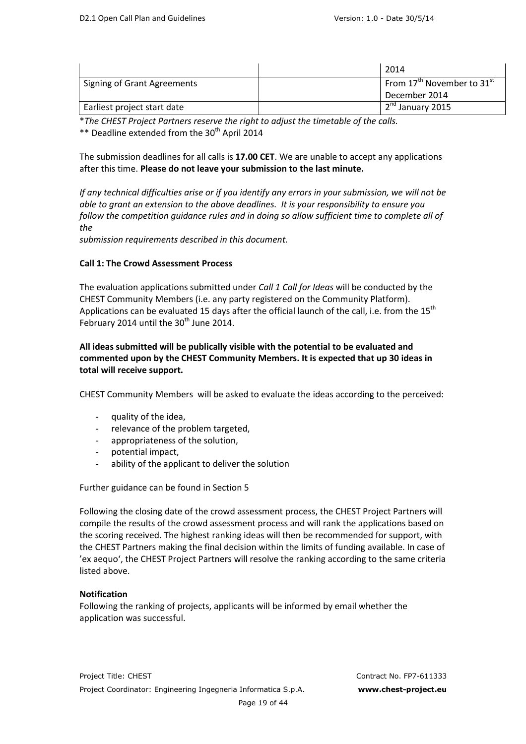| | | |
|---|---|---|
| | | 2014 |
| Signing of Grant Agreements | | From 17th November to 31st December 2014 |
| Earliest project start date | | 2nd January 2015 |

**The CHEST Project Partners reserve the right to adjust the timetable of the calls.*

** Deadline extended from the 30th April 2014

The submission deadlines for all calls is **17.00 CET**. We are unable to accept any applications after this time. **Please do not leave your submission to the last minute.**

*If any technical difficulties arise or if you identify any errors in your submission, we will not be able to grant an extension to the above deadlines. It is your responsibility to ensure you follow the competition guidance rules and in doing so allow sufficient time to complete all of the*

*submission requirements described in this document.*

**Call 1: The Crowd Assessment Process**

The evaluation applications submitted under *Call 1 Call for Ideas* will be conducted by the CHEST Community Members (i.e. any party registered on the Community Platform). Applications can be evaluated 15 days after the official launch of the call, i.e. from the 15th February 2014 until the 30th June 2014.

**All ideas submitted will be publically visible with the potential to be evaluated and commented upon by the CHEST Community Members. It is expected that up 30 ideas in total will receive support.**

CHEST Community Members will be asked to evaluate the ideas according to the perceived:

- quality of the idea,
- relevance of the problem targeted,
- appropriateness of the solution,
- potential impact,
- ability of the applicant to deliver the solution

Further guidance can be found in Section 5

Following the closing date of the crowd assessment process, the CHEST Project Partners will compile the results of the crowd assessment process and will rank the applications based on the scoring received. The highest ranking ideas will then be recommended for support, with the CHEST Partners making the final decision within the limits of funding available. In case of 'ex aequo', the CHEST Project Partners will resolve the ranking according to the same criteria listed above.

**Notification**

Following the ranking of projects, applicants will be informed by email whether the application was successful.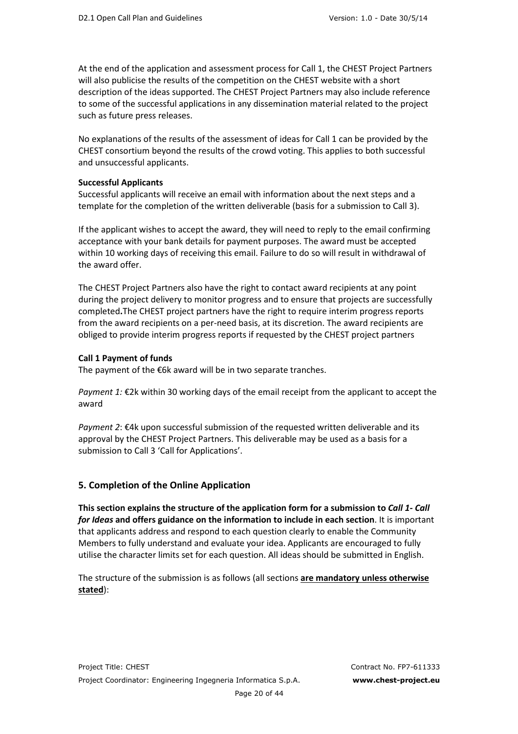At the end of the application and assessment process for Call 1, the CHEST Project Partners will also publicise the results of the competition on the CHEST website with a short description of the ideas supported. The CHEST Project Partners may also include reference to some of the successful applications in any dissemination material related to the project such as future press releases.

No explanations of the results of the assessment of ideas for Call 1 can be provided by the CHEST consortium beyond the results of the crowd voting. This applies to both successful and unsuccessful applicants.

**Successful Applicants**

Successful applicants will receive an email with information about the next steps and a template for the completion of the written deliverable (basis for a submission to Call 3).

If the applicant wishes to accept the award, they will need to reply to the email confirming acceptance with your bank details for payment purposes. The award must be accepted within 10 working days of receiving this email. Failure to do so will result in withdrawal of the award offer.

The CHEST Project Partners also have the right to contact award recipients at any point during the project delivery to monitor progress and to ensure that projects are successfully completed**.**The CHEST project partners have the right to require interim progress reports from the award recipients on a per-need basis, at its discretion. The award recipients are obliged to provide interim progress reports if requested by the CHEST project partners

**Call 1 Payment of funds**

The payment of the €6k award will be in two separate tranches.

*Payment 1:* €2k within 30 working days of the email receipt from the applicant to accept the award

*Payment 2*: €4k upon successful submission of the requested written deliverable and its approval by the CHEST Project Partners. This deliverable may be used as a basis for a submission to Call 3 'Call for Applications'.

## 5. Completion of the Online Application

**This section explains the structure of the application form for a submission to *Call 1- Call for Ideas* and offers guidance on the information to include in each section**. It is important that applicants address and respond to each question clearly to enable the Community Members to fully understand and evaluate your idea. Applicants are encouraged to fully utilise the character limits set for each question. All ideas should be submitted in English.

The structure of the submission is as follows (all sections **are mandatory unless otherwise stated**):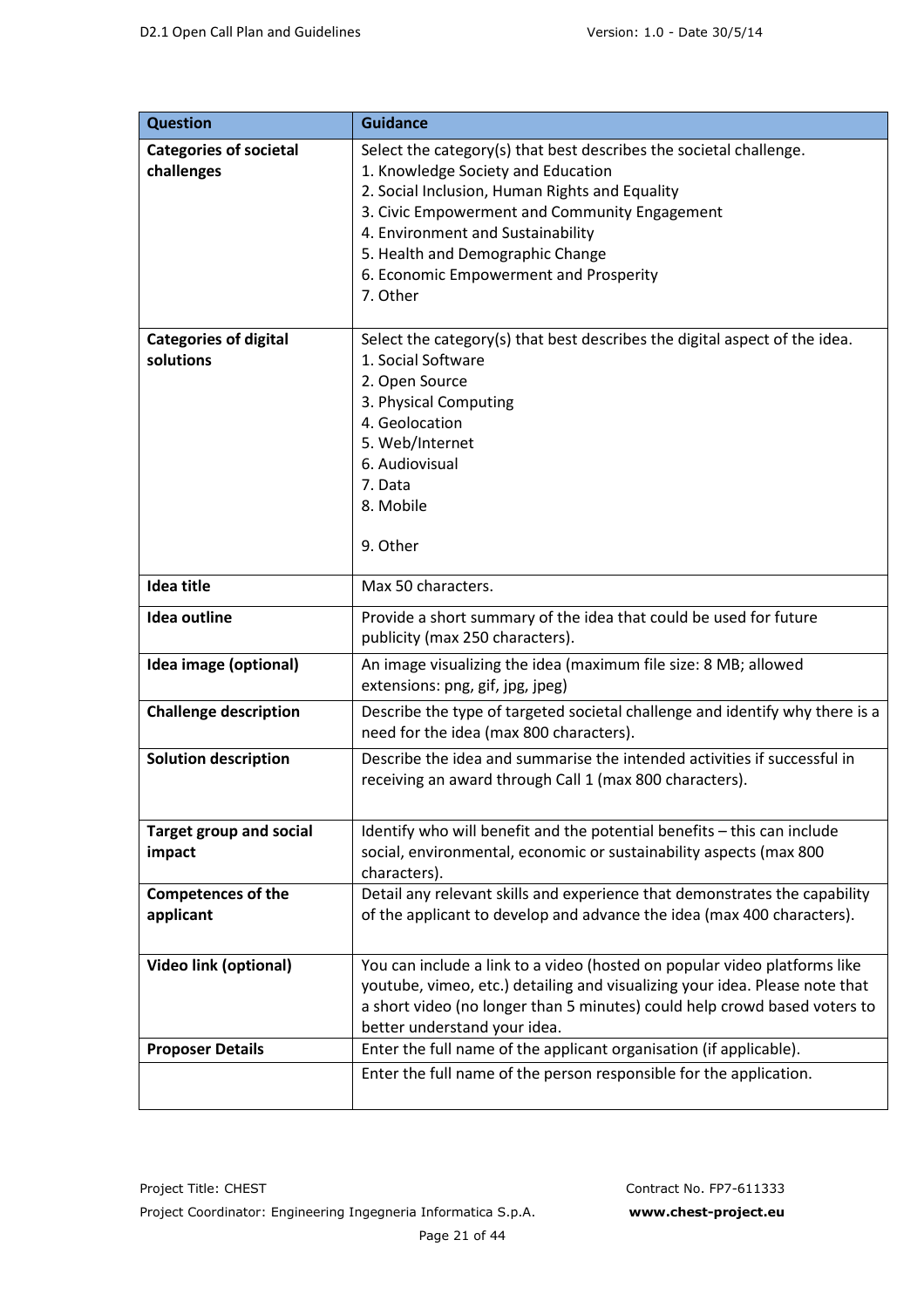| Question | Guidance |
|---|---|
| **Categories of societal challenges** | Select the category(s) that best describes the societal challenge.<br>1. Knowledge Society and Education<br>2. Social Inclusion, Human Rights and Equality<br>3. Civic Empowerment and Community Engagement<br>4. Environment and Sustainability<br>5. Health and Demographic Change<br>6. Economic Empowerment and Prosperity<br>7. Other |
| **Categories of digital solutions** | Select the category(s) that best describes the digital aspect of the idea.<br>1. Social Software<br>2. Open Source<br>3. Physical Computing<br>4. Geolocation<br>5. Web/Internet<br>6. Audiovisual<br>7. Data<br>8. Mobile<br>9. Other |
| **Idea title** | Max 50 characters. |
| **Idea outline** | Provide a short summary of the idea that could be used for future publicity (max 250 characters). |
| **Idea image (optional)** | An image visualizing the idea (maximum file size: 8 MB; allowed extensions: png, gif, jpg, jpeg) |
| **Challenge description** | Describe the type of targeted societal challenge and identify why there is a need for the idea (max 800 characters). |
| **Solution description** | Describe the idea and summarise the intended activities if successful in receiving an award through Call 1 (max 800 characters). |
| **Target group and social impact** | Identify who will benefit and the potential benefits – this can include social, environmental, economic or sustainability aspects (max 800 characters). |
| **Competences of the applicant** | Detail any relevant skills and experience that demonstrates the capability of the applicant to develop and advance the idea (max 400 characters). |
| **Video link (optional)** | You can include a link to a video (hosted on popular video platforms like youtube, vimeo, etc.) detailing and visualizing your idea. Please note that a short video (no longer than 5 minutes) could help crowd based voters to better understand your idea. |
| **Proposer Details** | Enter the full name of the applicant organisation (if applicable). |
| | Enter the full name of the person responsible for the application. |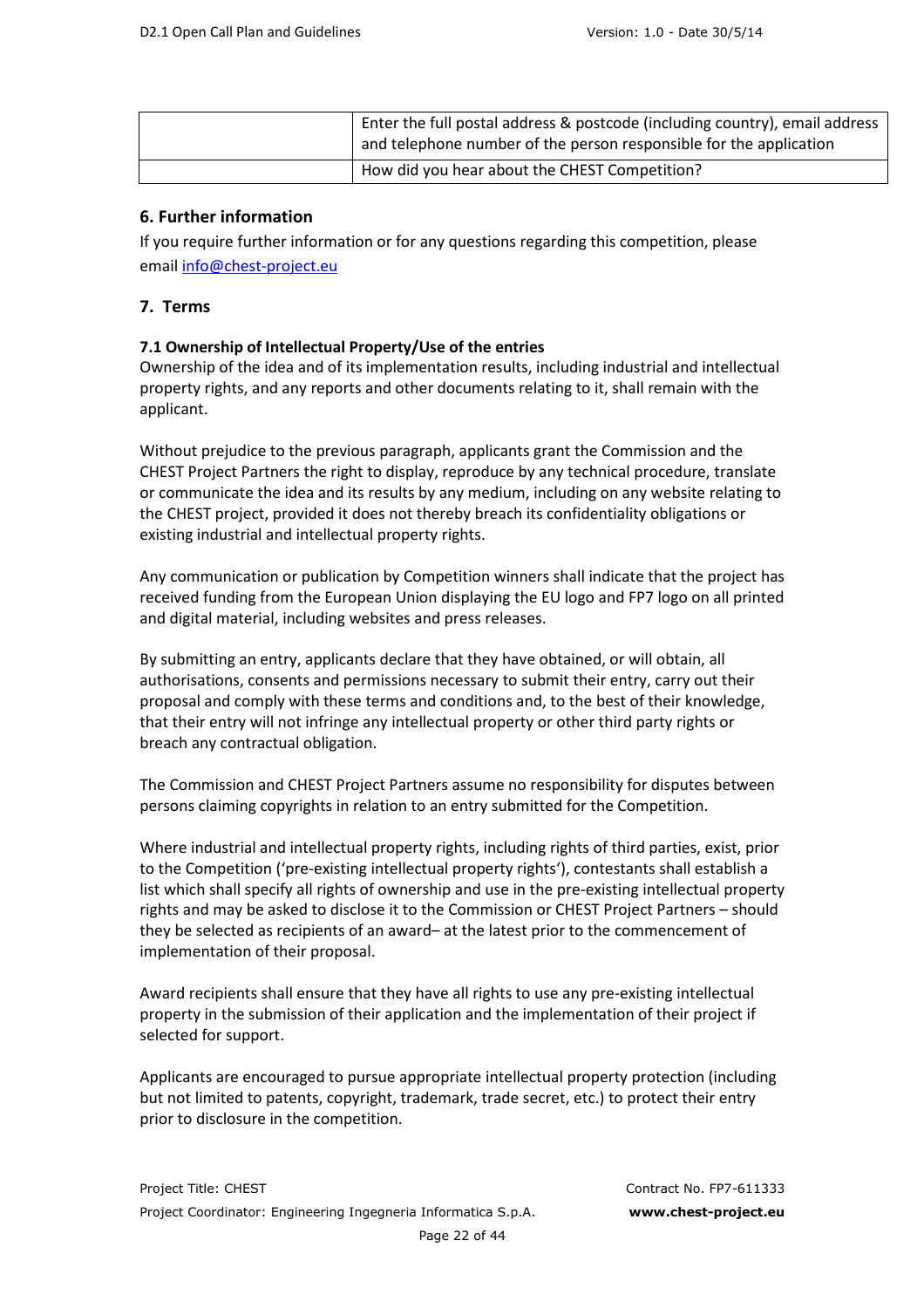| | |
|---|---|
| | Enter the full postal address & postcode (including country), email address and telephone number of the person responsible for the application |
| | How did you hear about the CHEST Competition? |

## 6. Further information

If you require further information or for any questions regarding this competition, please email info@chest-project.eu

## 7. Terms

### 7.1 Ownership of Intellectual Property/Use of the entries

Ownership of the idea and of its implementation results, including industrial and intellectual property rights, and any reports and other documents relating to it, shall remain with the applicant.

Without prejudice to the previous paragraph, applicants grant the Commission and the CHEST Project Partners the right to display, reproduce by any technical procedure, translate or communicate the idea and its results by any medium, including on any website relating to the CHEST project, provided it does not thereby breach its confidentiality obligations or existing industrial and intellectual property rights.

Any communication or publication by Competition winners shall indicate that the project has received funding from the European Union displaying the EU logo and FP7 logo on all printed and digital material, including websites and press releases.

By submitting an entry, applicants declare that they have obtained, or will obtain, all authorisations, consents and permissions necessary to submit their entry, carry out their proposal and comply with these terms and conditions and, to the best of their knowledge, that their entry will not infringe any intellectual property or other third party rights or breach any contractual obligation.

The Commission and CHEST Project Partners assume no responsibility for disputes between persons claiming copyrights in relation to an entry submitted for the Competition.

Where industrial and intellectual property rights, including rights of third parties, exist, prior to the Competition ('pre-existing intellectual property rights'), contestants shall establish a list which shall specify all rights of ownership and use in the pre-existing intellectual property rights and may be asked to disclose it to the Commission or CHEST Project Partners – should they be selected as recipients of an award– at the latest prior to the commencement of implementation of their proposal.

Award recipients shall ensure that they have all rights to use any pre-existing intellectual property in the submission of their application and the implementation of their project if selected for support.

Applicants are encouraged to pursue appropriate intellectual property protection (including but not limited to patents, copyright, trademark, trade secret, etc.) to protect their entry prior to disclosure in the competition.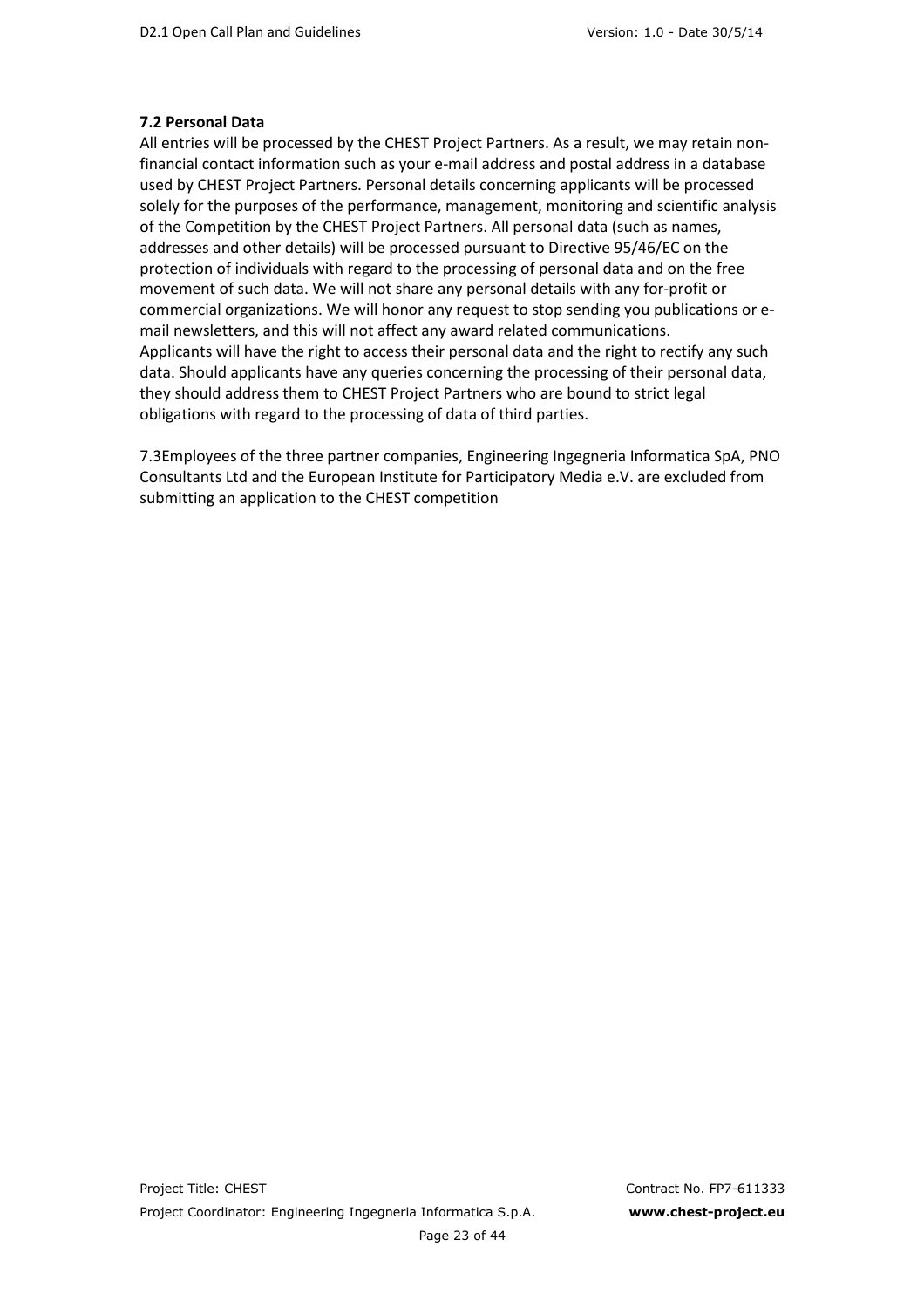**7.2 Personal Data**

All entries will be processed by the CHEST Project Partners. As a result, we may retain non-financial contact information such as your e-mail address and postal address in a database used by CHEST Project Partners. Personal details concerning applicants will be processed solely for the purposes of the performance, management, monitoring and scientific analysis of the Competition by the CHEST Project Partners. All personal data (such as names, addresses and other details) will be processed pursuant to Directive 95/46/EC on the protection of individuals with regard to the processing of personal data and on the free movement of such data. We will not share any personal details with any for-profit or commercial organizations. We will honor any request to stop sending you publications or e-mail newsletters, and this will not affect any award related communications.
Applicants will have the right to access their personal data and the right to rectify any such data. Should applicants have any queries concerning the processing of their personal data, they should address them to CHEST Project Partners who are bound to strict legal obligations with regard to the processing of data of third parties.

7.3Employees of the three partner companies, Engineering Ingegneria Informatica SpA, PNO Consultants Ltd and the European Institute for Participatory Media e.V. are excluded from submitting an application to the CHEST competition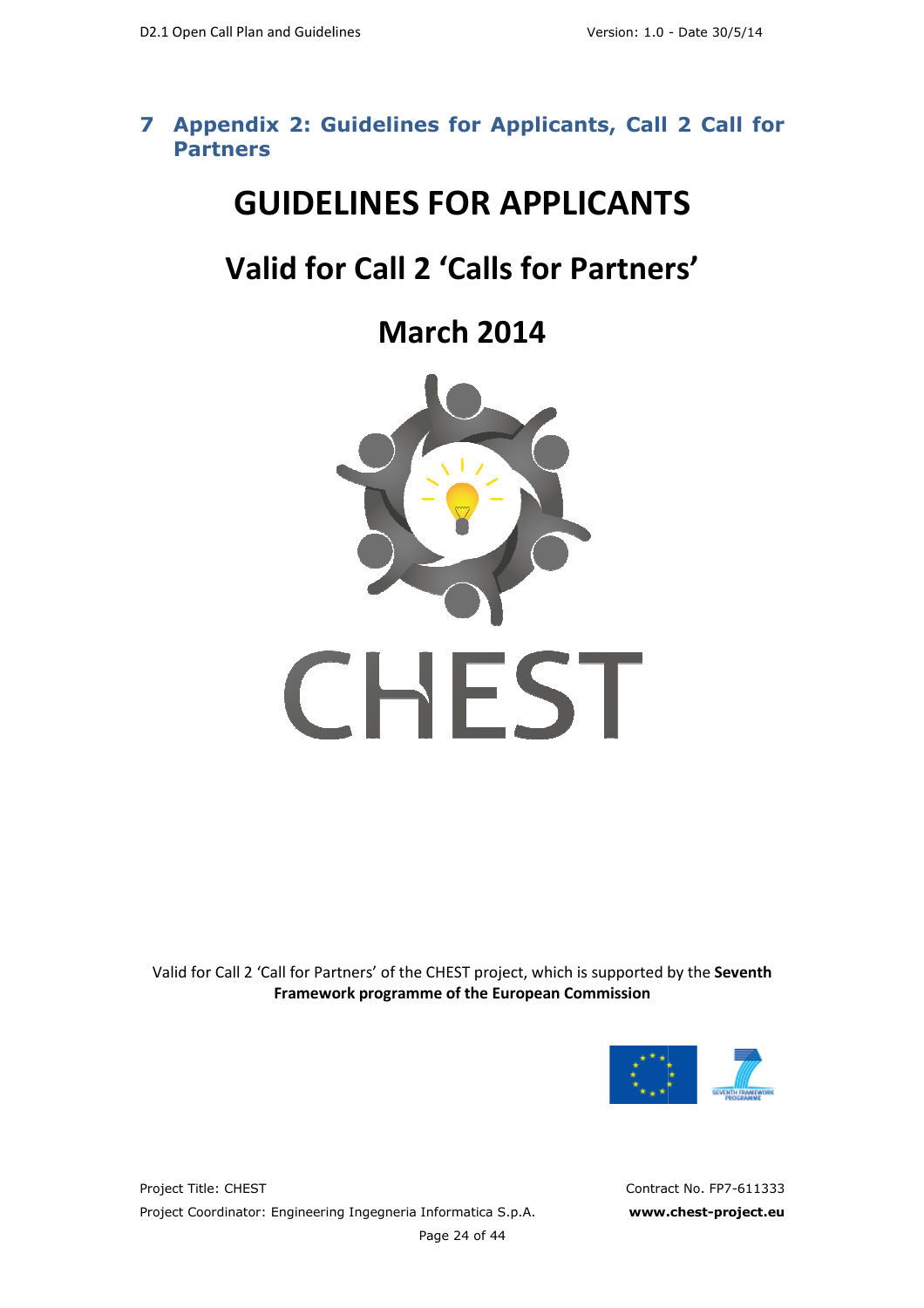# 7 Appendix 2: Guidelines for Applicants, Call 2 Call for Partners

# GUIDELINES FOR APPLICANTS

## Valid for Call 2 'Calls for Partners'

## March 2014

CHEST

Valid for Call 2 'Call for Partners' of the CHEST project, which is supported by the **Seventh Framework programme of the European Commission**

Project Title: CHEST

Project Coordinator: Engineering Ingegneria Informatica S.p.A.

Contract No. FP7-611333

**www.chest-project.eu**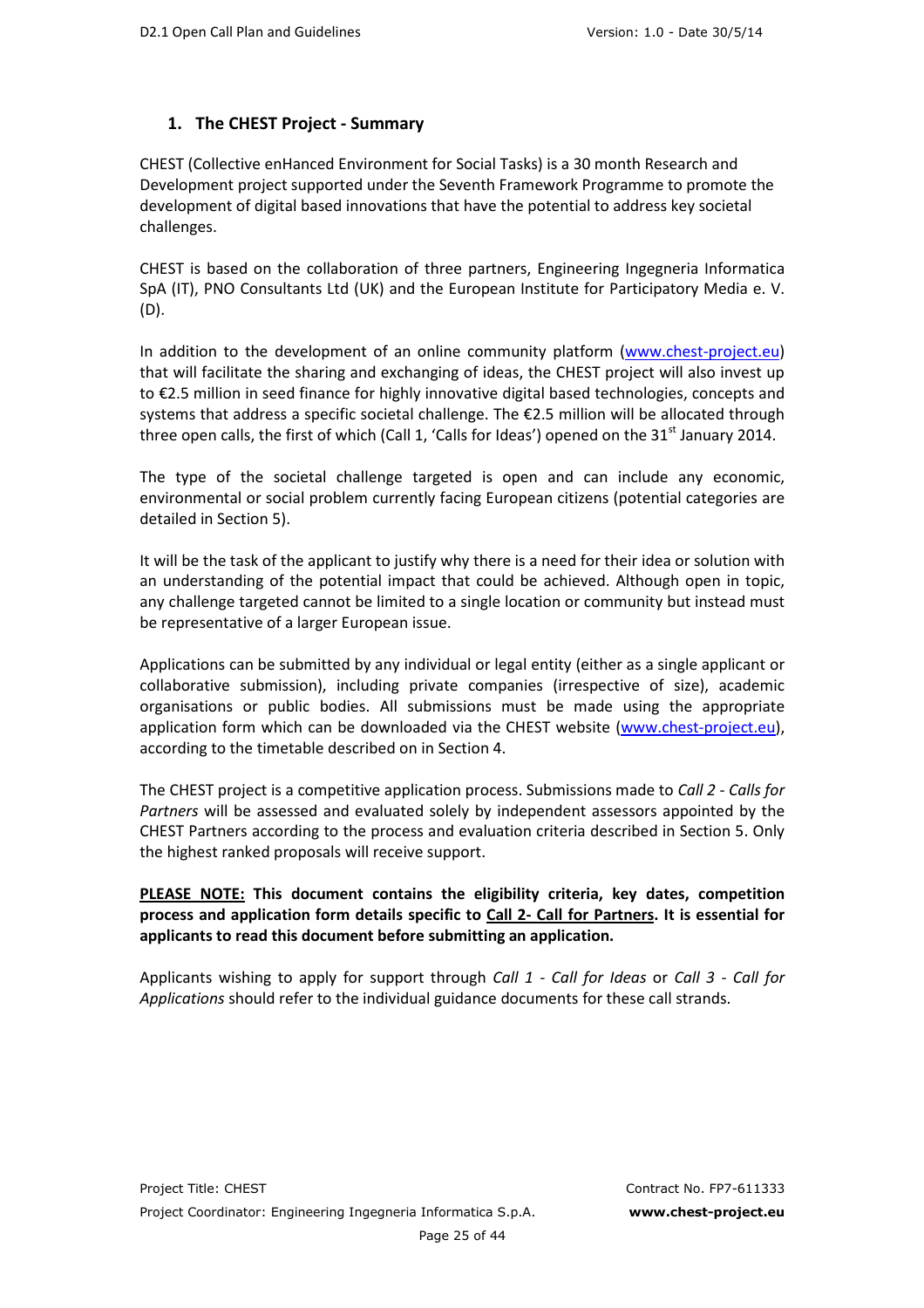## 1. The CHEST Project - Summary

CHEST (Collective enHanced Environment for Social Tasks) is a 30 month Research and Development project supported under the Seventh Framework Programme to promote the development of digital based innovations that have the potential to address key societal challenges.

CHEST is based on the collaboration of three partners, Engineering Ingegneria Informatica SpA (IT), PNO Consultants Ltd (UK) and the European Institute for Participatory Media e. V. (D).

In addition to the development of an online community platform (www.chest-project.eu) that will facilitate the sharing and exchanging of ideas, the CHEST project will also invest up to €2.5 million in seed finance for highly innovative digital based technologies, concepts and systems that address a specific societal challenge. The €2.5 million will be allocated through three open calls, the first of which (Call 1, 'Calls for Ideas') opened on the 31st January 2014.

The type of the societal challenge targeted is open and can include any economic, environmental or social problem currently facing European citizens (potential categories are detailed in Section 5).

It will be the task of the applicant to justify why there is a need for their idea or solution with an understanding of the potential impact that could be achieved. Although open in topic, any challenge targeted cannot be limited to a single location or community but instead must be representative of a larger European issue.

Applications can be submitted by any individual or legal entity (either as a single applicant or collaborative submission), including private companies (irrespective of size), academic organisations or public bodies. All submissions must be made using the appropriate application form which can be downloaded via the CHEST website (www.chest-project.eu), according to the timetable described on in Section 4.

The CHEST project is a competitive application process. Submissions made to *Call 2 - Calls for Partners* will be assessed and evaluated solely by independent assessors appointed by the CHEST Partners according to the process and evaluation criteria described in Section 5. Only the highest ranked proposals will receive support.

**PLEASE NOTE: This document contains the eligibility criteria, key dates, competition process and application form details specific to Call 2- Call for Partners. It is essential for applicants to read this document before submitting an application.**

Applicants wishing to apply for support through *Call 1 - Call for Ideas* or *Call 3 - Call for Applications* should refer to the individual guidance documents for these call strands.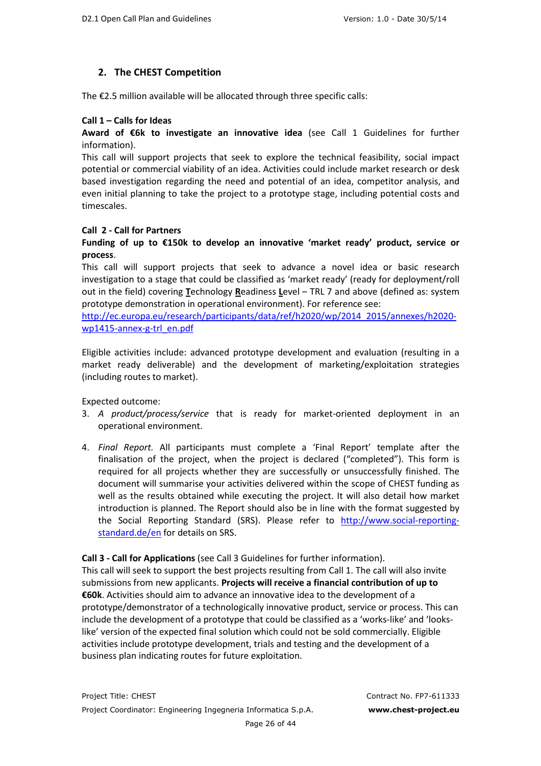## 2. The CHEST Competition

The €2.5 million available will be allocated through three specific calls:

**Call 1 – Calls for Ideas**

**Award of €6k to investigate an innovative idea** (see Call 1 Guidelines for further information).

This call will support projects that seek to explore the technical feasibility, social impact potential or commercial viability of an idea. Activities could include market research or desk based investigation regarding the need and potential of an idea, competitor analysis, and even initial planning to take the project to a prototype stage, including potential costs and timescales.

**Call 2 - Call for Partners**

**Funding of up to €150k to develop an innovative 'market ready' product, service or process**.

This call will support projects that seek to advance a novel idea or basic research investigation to a stage that could be classified as 'market ready' (ready for deployment/roll out in the field) covering **T**echnology **R**eadiness **L**evel – TRL 7 and above (defined as: system prototype demonstration in operational environment). For reference see: http://ec.europa.eu/research/participants/data/ref/h2020/wp/2014_2015/annexes/h2020-wp1415-annex-g-trl_en.pdf

Eligible activities include: advanced prototype development and evaluation (resulting in a market ready deliverable) and the development of marketing/exploitation strategies (including routes to market).

Expected outcome:

3. *A product/process/service* that is ready for market-oriented deployment in an operational environment.

4. *Final Report.* All participants must complete a 'Final Report' template after the finalisation of the project, when the project is declared ("completed"). This form is required for all projects whether they are successfully or unsuccessfully finished. The document will summarise your activities delivered within the scope of CHEST funding as well as the results obtained while executing the project. It will also detail how market introduction is planned. The Report should also be in line with the format suggested by the Social Reporting Standard (SRS). Please refer to http://www.social-reporting-standard.de/en for details on SRS.

**Call 3 - Call for Applications** (see Call 3 Guidelines for further information).

This call will seek to support the best projects resulting from Call 1. The call will also invite submissions from new applicants. **Projects will receive a financial contribution of up to €60k**. Activities should aim to advance an innovative idea to the development of a prototype/demonstrator of a technologically innovative product, service or process. This can include the development of a prototype that could be classified as a 'works-like' and 'looks-like' version of the expected final solution which could not be sold commercially. Eligible activities include prototype development, trials and testing and the development of a business plan indicating routes for future exploitation.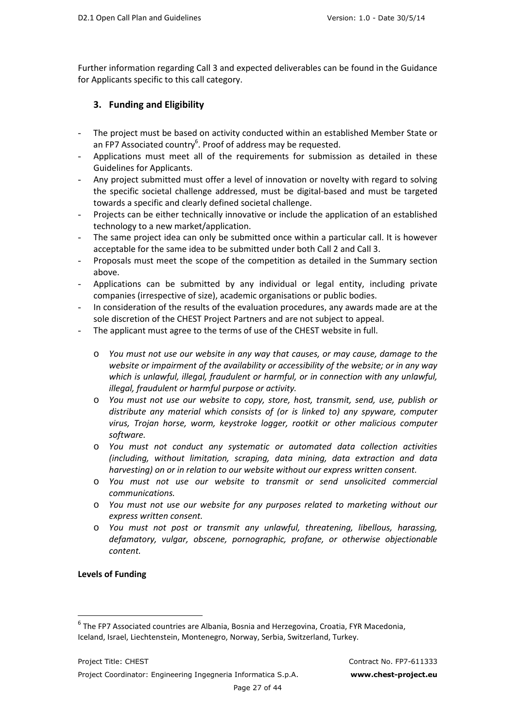Further information regarding Call 3 and expected deliverables can be found in the Guidance for Applicants specific to this call category.

## 3. Funding and Eligibility

- The project must be based on activity conducted within an established Member State or an FP7 Associated country[6]. Proof of address may be requested.
- Applications must meet all of the requirements for submission as detailed in these Guidelines for Applicants.
- Any project submitted must offer a level of innovation or novelty with regard to solving the specific societal challenge addressed, must be digital-based and must be targeted towards a specific and clearly defined societal challenge.
- Projects can be either technically innovative or include the application of an established technology to a new market/application.
- The same project idea can only be submitted once within a particular call. It is however acceptable for the same idea to be submitted under both Call 2 and Call 3.
- Proposals must meet the scope of the competition as detailed in the Summary section above.
- Applications can be submitted by any individual or legal entity, including private companies (irrespective of size), academic organisations or public bodies.
- In consideration of the results of the evaluation procedures, any awards made are at the sole discretion of the CHEST Project Partners and are not subject to appeal.
- The applicant must agree to the terms of use of the CHEST website in full.
    - *You must not use our website in any way that causes, or may cause, damage to the website or impairment of the availability or accessibility of the website; or in any way which is unlawful, illegal, fraudulent or harmful, or in connection with any unlawful, illegal, fraudulent or harmful purpose or activity.*
    - *You must not use our website to copy, store, host, transmit, send, use, publish or distribute any material which consists of (or is linked to) any spyware, computer virus, Trojan horse, worm, keystroke logger, rootkit or other malicious computer software.*
    - *You must not conduct any systematic or automated data collection activities (including, without limitation, scraping, data mining, data extraction and data harvesting) on or in relation to our website without our express written consent.*
    - *You must not use our website to transmit or send unsolicited commercial communications.*
    - *You must not use our website for any purposes related to marketing without our express written consent.*
    - *You must not post or transmit any unlawful, threatening, libellous, harassing, defamatory, vulgar, obscene, pornographic, profane, or otherwise objectionable content.*

**Levels of Funding**

[6] The FP7 Associated countries are Albania, Bosnia and Herzegovina, Croatia, FYR Macedonia, Iceland, Israel, Liechtenstein, Montenegro, Norway, Serbia, Switzerland, Turkey.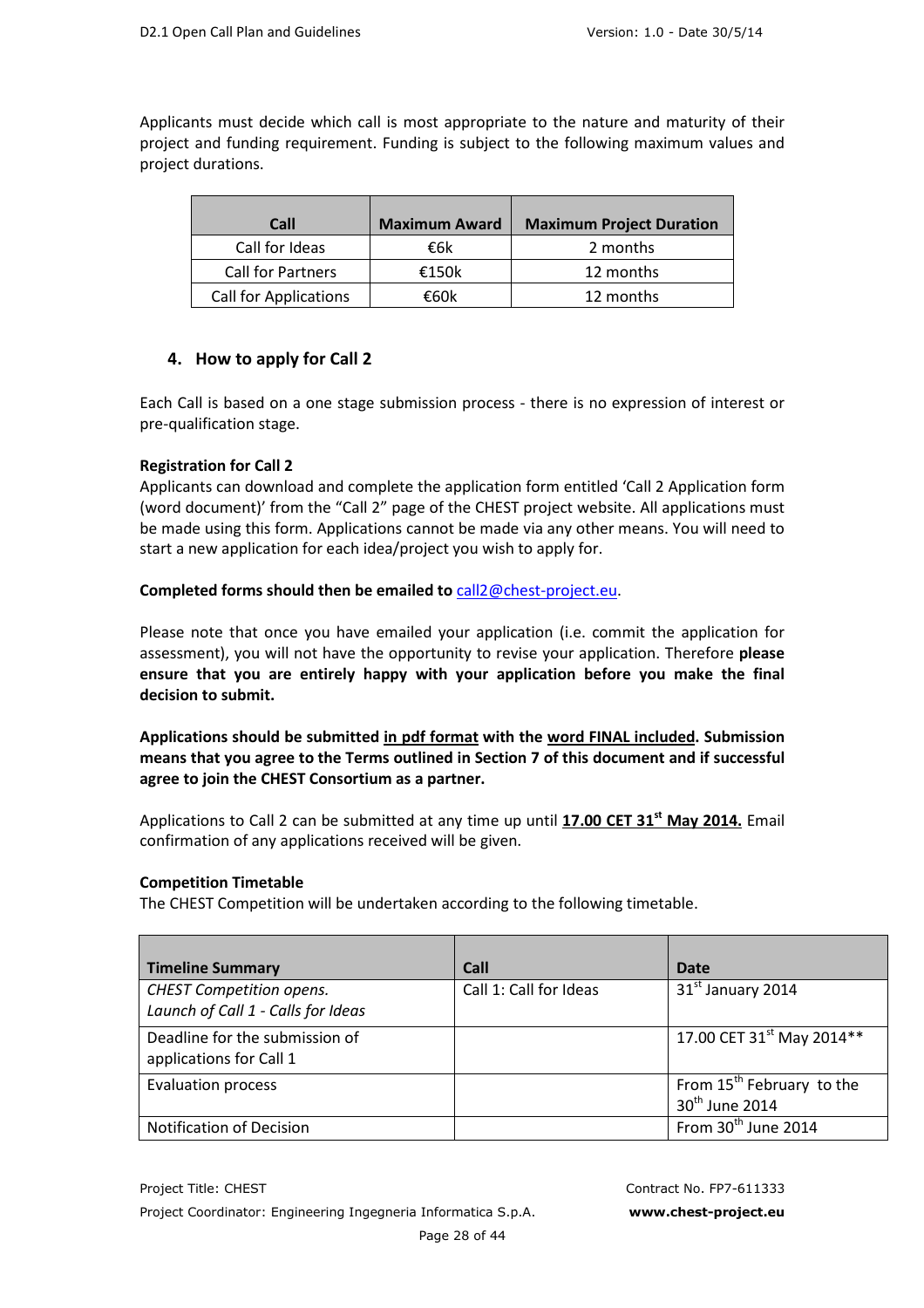Applicants must decide which call is most appropriate to the nature and maturity of their project and funding requirement. Funding is subject to the following maximum values and project durations.

| Call | Maximum Award | Maximum Project Duration |
|---|---|---|
| Call for Ideas | €6k | 2 months |
| Call for Partners | €150k | 12 months |
| Call for Applications | €60k | 12 months |

## 4. How to apply for Call 2

Each Call is based on a one stage submission process - there is no expression of interest or pre-qualification stage.

**Registration for Call 2**
Applicants can download and complete the application form entitled 'Call 2 Application form (word document)' from the "Call 2" page of the CHEST project website. All applications must be made using this form. Applications cannot be made via any other means. You will need to start a new application for each idea/project you wish to apply for.

**Completed forms should then be emailed to** call2@chest-project.eu.

Please note that once you have emailed your application (i.e. commit the application for assessment), you will not have the opportunity to revise your application. Therefore **please ensure that you are entirely happy with your application before you make the final decision to submit.**

**Applications should be submitted in pdf format with the word FINAL included. Submission means that you agree to the Terms outlined in Section 7 of this document and if successful agree to join the CHEST Consortium as a partner.**

Applications to Call 2 can be submitted at any time up until **17.00 CET 31st May 2014.** Email confirmation of any applications received will be given.

**Competition Timetable**
The CHEST Competition will be undertaken according to the following timetable.

| Timeline Summary | Call | Date |
|---|---|---|
| *CHEST Competition opens. Launch of Call 1 - Calls for Ideas* | Call 1: Call for Ideas | 31st January 2014 |
| Deadline for the submission of applications for Call 1 | | 17.00 CET 31st May 2014** |
| Evaluation process | | From 15th February to the 30th June 2014 |
| Notification of Decision | | From 30th June 2014 |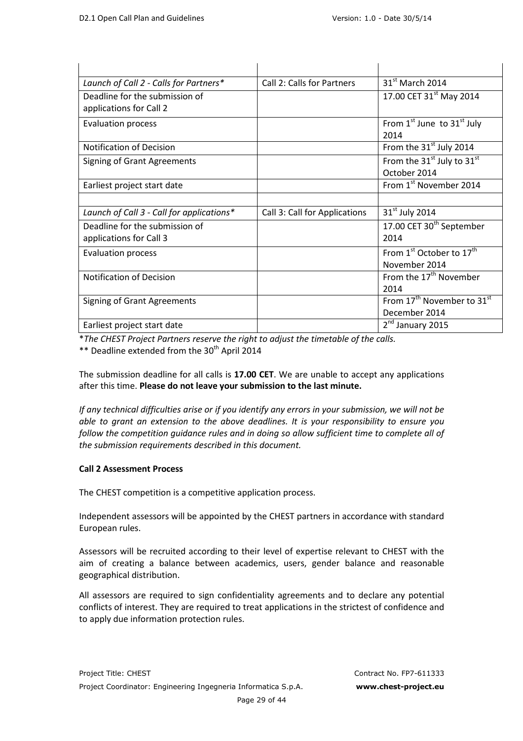| | | |
|---|---|---|
| | | |
| *Launch of Call 2 - Calls for Partners** | Call 2: Calls for Partners | 31st March 2014 |
| Deadline for the submission of applications for Call 2 | | 17.00 CET 31st May 2014 |
| Evaluation process | | From 1st June to 31st July 2014 |
| Notification of Decision | | From the 31st July 2014 |
| Signing of Grant Agreements | | From the 31st July to 31st October 2014 |
| Earliest project start date | | From 1st November 2014 |
| | | |
| *Launch of Call 3 - Call for applications** | Call 3: Call for Applications | 31st July 2014 |
| Deadline for the submission of applications for Call 3 | | 17.00 CET 30th September 2014 |
| Evaluation process | | From 1st October to 17th November 2014 |
| Notification of Decision | | From the 17th November 2014 |
| Signing of Grant Agreements | | From 17th November to 31st December 2014 |
| Earliest project start date | | 2nd January 2015 |

**The CHEST Project Partners reserve the right to adjust the timetable of the calls.*

** Deadline extended from the 30th April 2014

The submission deadline for all calls is **17.00 CET**. We are unable to accept any applications after this time. **Please do not leave your submission to the last minute.**

*If any technical difficulties arise or if you identify any errors in your submission, we will not be able to grant an extension to the above deadlines. It is your responsibility to ensure you follow the competition guidance rules and in doing so allow sufficient time to complete all of the submission requirements described in this document.*

**Call 2 Assessment Process**

The CHEST competition is a competitive application process.

Independent assessors will be appointed by the CHEST partners in accordance with standard European rules.

Assessors will be recruited according to their level of expertise relevant to CHEST with the aim of creating a balance between academics, users, gender balance and reasonable geographical distribution.

All assessors are required to sign confidentiality agreements and to declare any potential conflicts of interest. They are required to treat applications in the strictest of confidence and to apply due information protection rules.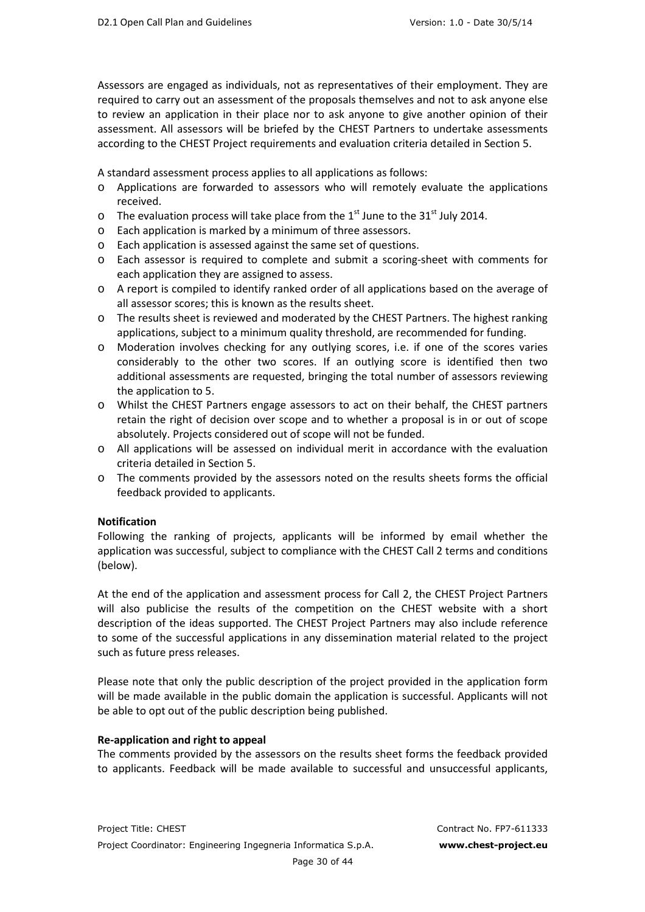Assessors are engaged as individuals, not as representatives of their employment. They are required to carry out an assessment of the proposals themselves and not to ask anyone else to review an application in their place nor to ask anyone to give another opinion of their assessment. All assessors will be briefed by the CHEST Partners to undertake assessments according to the CHEST Project requirements and evaluation criteria detailed in Section 5.

A standard assessment process applies to all applications as follows:

- Applications are forwarded to assessors who will remotely evaluate the applications received.
- The evaluation process will take place from the 1st June to the 31st July 2014.
- Each application is marked by a minimum of three assessors.
- Each application is assessed against the same set of questions.
- Each assessor is required to complete and submit a scoring-sheet with comments for each application they are assigned to assess.
- A report is compiled to identify ranked order of all applications based on the average of all assessor scores; this is known as the results sheet.
- The results sheet is reviewed and moderated by the CHEST Partners. The highest ranking applications, subject to a minimum quality threshold, are recommended for funding.
- Moderation involves checking for any outlying scores, i.e. if one of the scores varies considerably to the other two scores. If an outlying score is identified then two additional assessments are requested, bringing the total number of assessors reviewing the application to 5.
- Whilst the CHEST Partners engage assessors to act on their behalf, the CHEST partners retain the right of decision over scope and to whether a proposal is in or out of scope absolutely. Projects considered out of scope will not be funded.
- All applications will be assessed on individual merit in accordance with the evaluation criteria detailed in Section 5.
- The comments provided by the assessors noted on the results sheets forms the official feedback provided to applicants.

**Notification**

Following the ranking of projects, applicants will be informed by email whether the application was successful, subject to compliance with the CHEST Call 2 terms and conditions (below).

At the end of the application and assessment process for Call 2, the CHEST Project Partners will also publicise the results of the competition on the CHEST website with a short description of the ideas supported. The CHEST Project Partners may also include reference to some of the successful applications in any dissemination material related to the project such as future press releases.

Please note that only the public description of the project provided in the application form will be made available in the public domain the application is successful. Applicants will not be able to opt out of the public description being published.

**Re-application and right to appeal**

The comments provided by the assessors on the results sheet forms the feedback provided to applicants. Feedback will be made available to successful and unsuccessful applicants,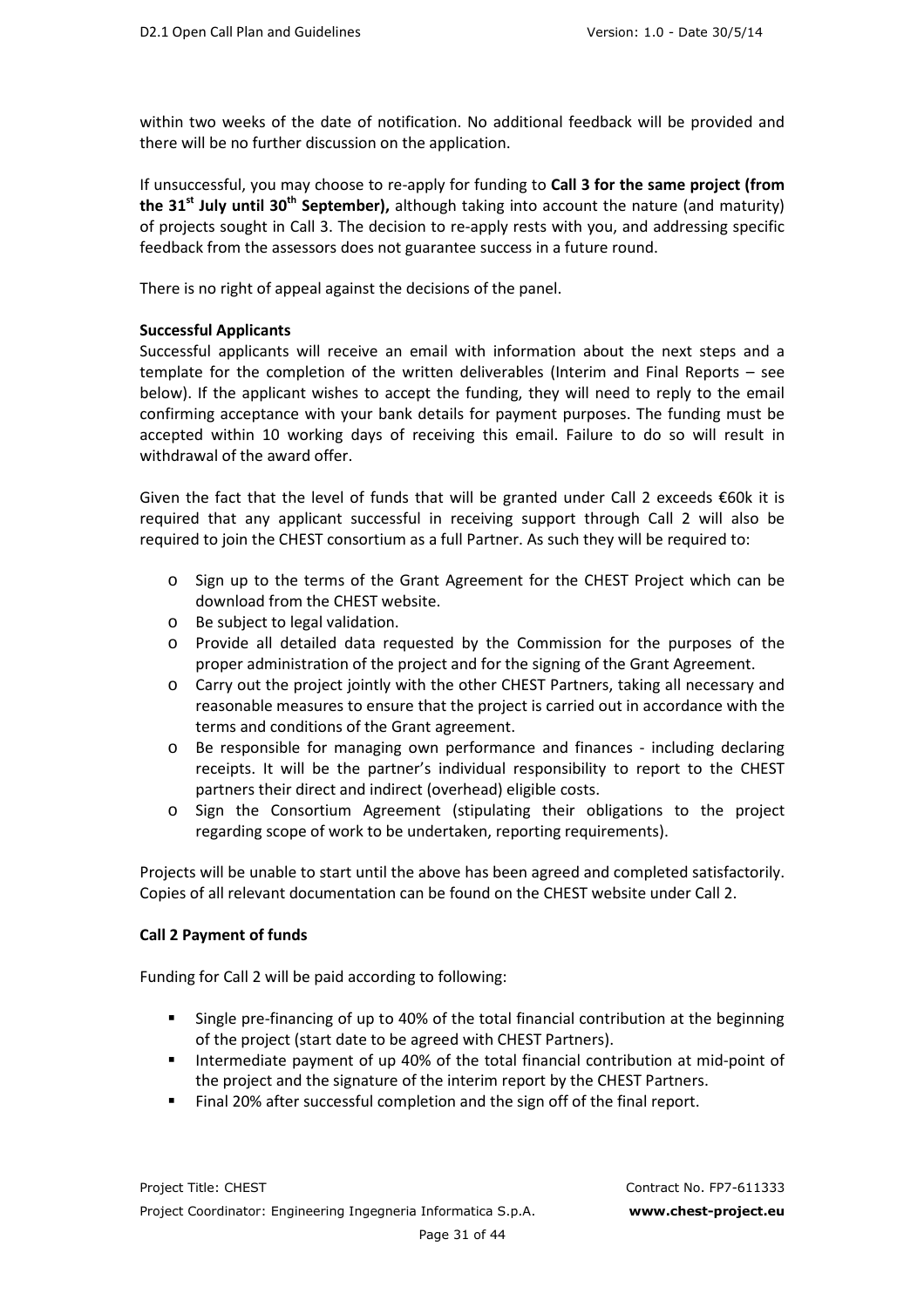within two weeks of the date of notification. No additional feedback will be provided and there will be no further discussion on the application.

If unsuccessful, you may choose to re-apply for funding to **Call 3 for the same project (from the 31st July until 30th September),** although taking into account the nature (and maturity) of projects sought in Call 3. The decision to re-apply rests with you, and addressing specific feedback from the assessors does not guarantee success in a future round.

There is no right of appeal against the decisions of the panel.

**Successful Applicants**

Successful applicants will receive an email with information about the next steps and a template for the completion of the written deliverables (Interim and Final Reports – see below). If the applicant wishes to accept the funding, they will need to reply to the email confirming acceptance with your bank details for payment purposes. The funding must be accepted within 10 working days of receiving this email. Failure to do so will result in withdrawal of the award offer.

Given the fact that the level of funds that will be granted under Call 2 exceeds €60k it is required that any applicant successful in receiving support through Call 2 will also be required to join the CHEST consortium as a full Partner. As such they will be required to:

- Sign up to the terms of the Grant Agreement for the CHEST Project which can be download from the CHEST website.
- Be subject to legal validation.
- Provide all detailed data requested by the Commission for the purposes of the proper administration of the project and for the signing of the Grant Agreement.
- Carry out the project jointly with the other CHEST Partners, taking all necessary and reasonable measures to ensure that the project is carried out in accordance with the terms and conditions of the Grant agreement.
- Be responsible for managing own performance and finances - including declaring receipts. It will be the partner's individual responsibility to report to the CHEST partners their direct and indirect (overhead) eligible costs.
- Sign the Consortium Agreement (stipulating their obligations to the project regarding scope of work to be undertaken, reporting requirements).

Projects will be unable to start until the above has been agreed and completed satisfactorily. Copies of all relevant documentation can be found on the CHEST website under Call 2.

**Call 2 Payment of funds**

Funding for Call 2 will be paid according to following:

- Single pre-financing of up to 40% of the total financial contribution at the beginning of the project (start date to be agreed with CHEST Partners).
- Intermediate payment of up 40% of the total financial contribution at mid-point of the project and the signature of the interim report by the CHEST Partners.
- Final 20% after successful completion and the sign off of the final report.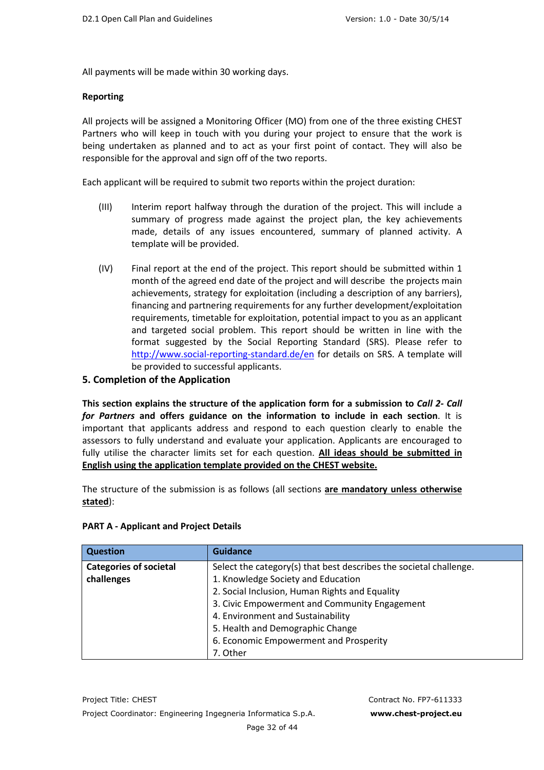All payments will be made within 30 working days.

**Reporting**

All projects will be assigned a Monitoring Officer (MO) from one of the three existing CHEST Partners who will keep in touch with you during your project to ensure that the work is being undertaken as planned and to act as your first point of contact. They will also be responsible for the approval and sign off of the two reports.

Each applicant will be required to submit two reports within the project duration:

(III) Interim report halfway through the duration of the project. This will include a summary of progress made against the project plan, the key achievements made, details of any issues encountered, summary of planned activity. A template will be provided.

(IV) Final report at the end of the project. This report should be submitted within 1 month of the agreed end date of the project and will describe the projects main achievements, strategy for exploitation (including a description of any barriers), financing and partnering requirements for any further development/exploitation requirements, timetable for exploitation, potential impact to you as an applicant and targeted social problem. This report should be written in line with the format suggested by the Social Reporting Standard (SRS). Please refer to http://www.social-reporting-standard.de/en for details on SRS. A template will be provided to successful applicants.

## 5. Completion of the Application

**This section explains the structure of the application form for a submission to *Call 2- Call for Partners* and offers guidance on the information to include in each section**. It is important that applicants address and respond to each question clearly to enable the assessors to fully understand and evaluate your application. Applicants are encouraged to fully utilise the character limits set for each question. **All ideas should be submitted in English using the application template provided on the CHEST website.**

The structure of the submission is as follows (all sections **are mandatory unless otherwise stated**):

**PART A - Applicant and Project Details**

| Question | Guidance |
|---|---|
| **Categories of societal challenges** | Select the category(s) that best describes the societal challenge.<br>1. Knowledge Society and Education<br>2. Social Inclusion, Human Rights and Equality<br>3. Civic Empowerment and Community Engagement<br>4. Environment and Sustainability<br>5. Health and Demographic Change<br>6. Economic Empowerment and Prosperity<br>7. Other |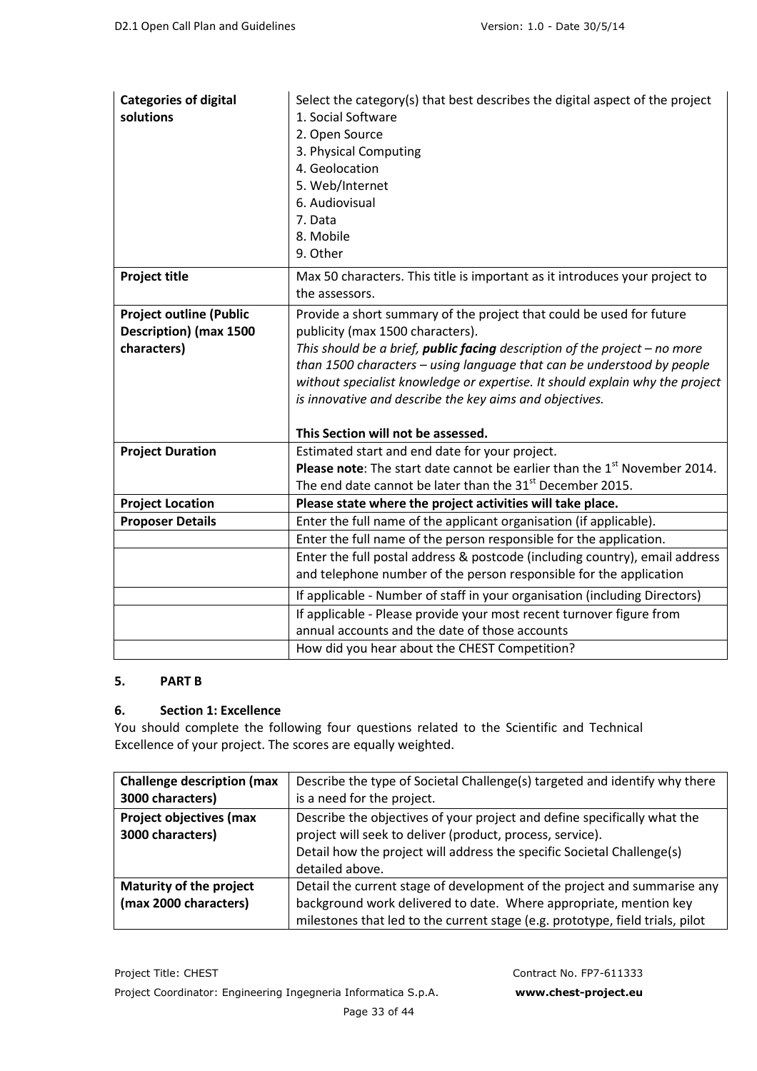| | |
|---|---|
| **Categories of digital solutions** | Select the category(s) that best describes the digital aspect of the project<br>1. Social Software<br>2. Open Source<br>3. Physical Computing<br>4. Geolocation<br>5. Web/Internet<br>6. Audiovisual<br>7. Data<br>8. Mobile<br>9. Other |
| **Project title** | Max 50 characters. This title is important as it introduces your project to the assessors. |
| **Project outline (Public Description) (max 1500 characters)** | Provide a short summary of the project that could be used for future publicity (max 1500 characters).<br>*This should be a brief,* ***public facing*** *description of the project – no more than 1500 characters – using language that can be understood by people without specialist knowledge or expertise. It should explain why the project is innovative and describe the key aims and objectives.*<br><br>**This Section will not be assessed.** |
| **Project Duration** | Estimated start and end date for your project.<br>**Please note**: The start date cannot be earlier than the 1st November 2014. The end date cannot be later than the 31st December 2015. |
| **Project Location** | **Please state where the project activities will take place.** |
| **Proposer Details** | Enter the full name of the applicant organisation (if applicable). |
| | Enter the full name of the person responsible for the application. |
| | Enter the full postal address & postcode (including country), email address and telephone number of the person responsible for the application |
| | If applicable - Number of staff in your organisation (including Directors) |
| | If applicable - Please provide your most recent turnover figure from annual accounts and the date of those accounts |
| | How did you hear about the CHEST Competition? |

## 5. PART B

## 6. Section 1: Excellence

You should complete the following four questions related to the Scientific and Technical Excellence of your project. The scores are equally weighted.

| | |
|---|---|
| **Challenge description (max 3000 characters)** | Describe the type of Societal Challenge(s) targeted and identify why there is a need for the project. |
| **Project objectives (max 3000 characters)** | Describe the objectives of your project and define specifically what the project will seek to deliver (product, process, service).<br>Detail how the project will address the specific Societal Challenge(s) detailed above. |
| **Maturity of the project (max 2000 characters)** | Detail the current stage of development of the project and summarise any background work delivered to date. Where appropriate, mention key milestones that led to the current stage (e.g. prototype, field trials, pilot |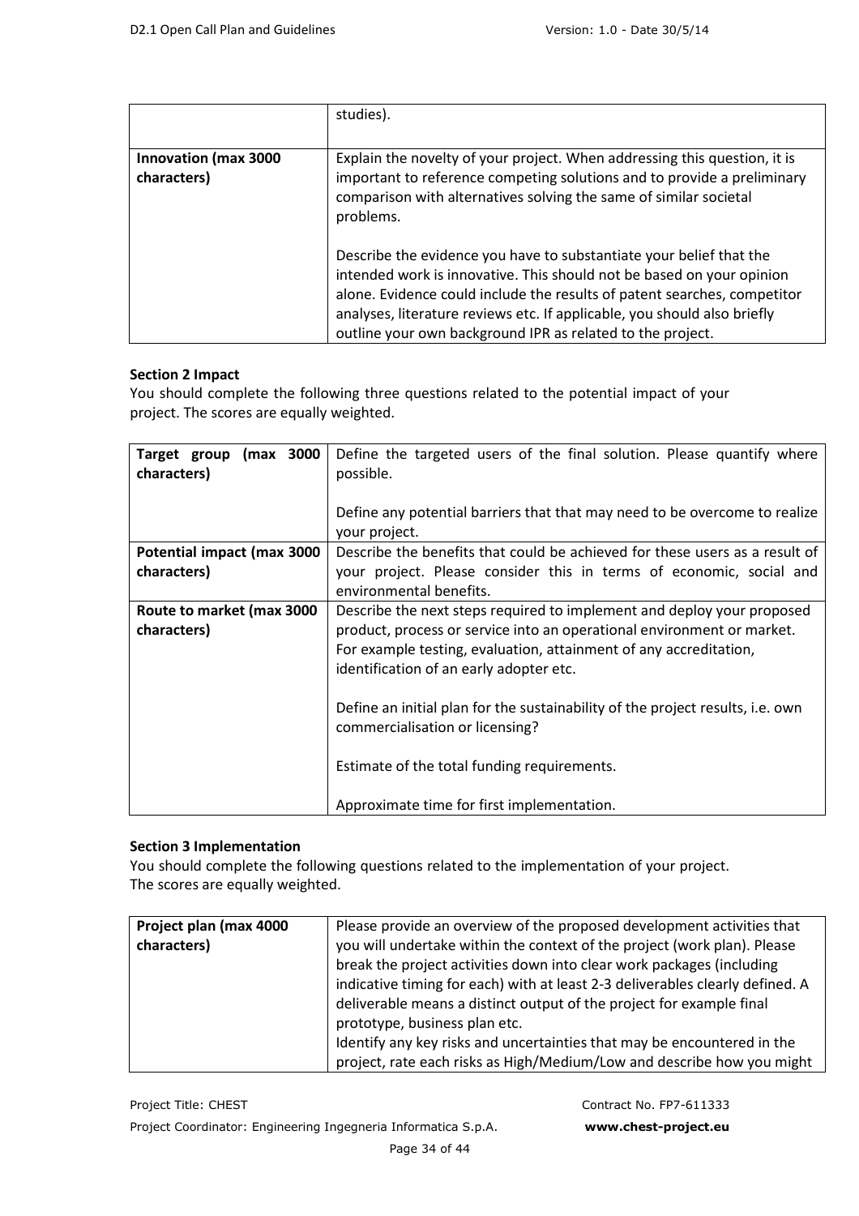| | |
|---|---|
| | studies). |
| **Innovation (max 3000 characters)** | Explain the novelty of your project. When addressing this question, it is important to reference competing solutions and to provide a preliminary comparison with alternatives solving the same of similar societal problems.<br><br>Describe the evidence you have to substantiate your belief that the intended work is innovative. This should not be based on your opinion alone. Evidence could include the results of patent searches, competitor analyses, literature reviews etc. If applicable, you should also briefly outline your own background IPR as related to the project. |

**Section 2 Impact**

You should complete the following three questions related to the potential impact of your project. The scores are equally weighted.

| | |
|---|---|
| **Target group (max 3000 characters)** | Define the targeted users of the final solution. Please quantify where possible.<br><br>Define any potential barriers that that may need to be overcome to realize your project. |
| **Potential impact (max 3000 characters)** | Describe the benefits that could be achieved for these users as a result of your project. Please consider this in terms of economic, social and environmental benefits. |
| **Route to market (max 3000 characters)** | Describe the next steps required to implement and deploy your proposed product, process or service into an operational environment or market. For example testing, evaluation, attainment of any accreditation, identification of an early adopter etc.<br><br>Define an initial plan for the sustainability of the project results, i.e. own commercialisation or licensing?<br><br>Estimate of the total funding requirements.<br><br>Approximate time for first implementation. |

**Section 3 Implementation**

You should complete the following questions related to the implementation of your project. The scores are equally weighted.

| | |
|---|---|
| **Project plan (max 4000 characters)** | Please provide an overview of the proposed development activities that you will undertake within the context of the project (work plan). Please break the project activities down into clear work packages (including indicative timing for each) with at least 2-3 deliverables clearly defined. A deliverable means a distinct output of the project for example final prototype, business plan etc.<br>Identify any key risks and uncertainties that may be encountered in the project, rate each risks as High/Medium/Low and describe how you might |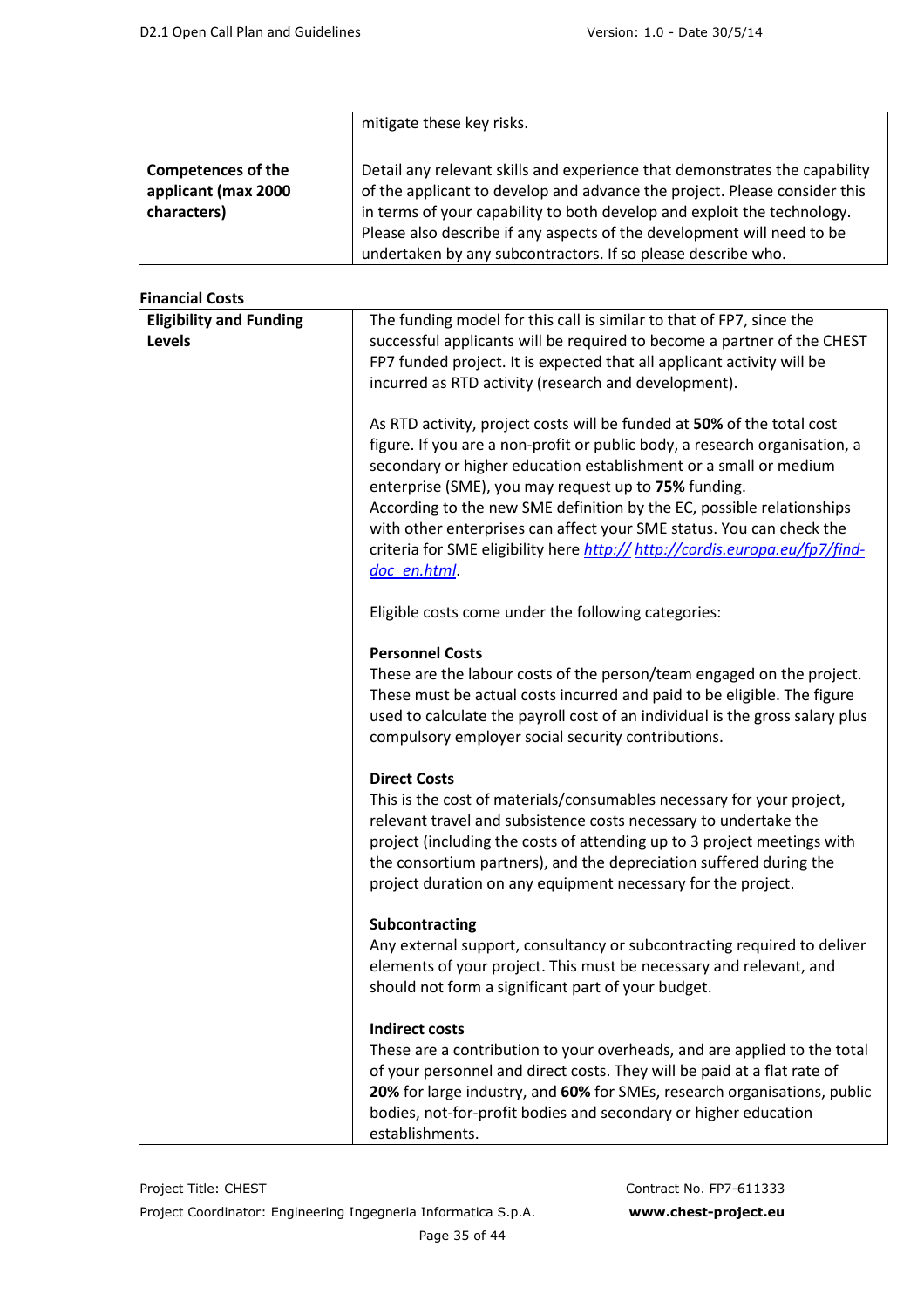| | |
|---|---|
| | mitigate these key risks. |
| **Competences of the applicant (max 2000 characters)** | Detail any relevant skills and experience that demonstrates the capability of the applicant to develop and advance the project. Please consider this in terms of your capability to both develop and exploit the technology. Please also describe if any aspects of the development will need to be undertaken by any subcontractors. If so please describe who. |

**Financial Costs**

| | |
|---|---|
| **Eligibility and Funding Levels** | The funding model for this call is similar to that of FP7, since the successful applicants will be required to become a partner of the CHEST FP7 funded project. It is expected that all applicant activity will be incurred as RTD activity (research and development).<br><br>As RTD activity, project costs will be funded at **50%** of the total cost figure. If you are a non-profit or public body, a research organisation, a secondary or higher education establishment or a small or medium enterprise (SME), you may request up to **75%** funding.<br>According to the new SME definition by the EC, possible relationships with other enterprises can affect your SME status. You can check the criteria for SME eligibility here *http:// http://cordis.europa.eu/fp7/find-doc_en.html*.<br><br>Eligible costs come under the following categories:<br><br>**Personnel Costs**<br>These are the labour costs of the person/team engaged on the project. These must be actual costs incurred and paid to be eligible. The figure used to calculate the payroll cost of an individual is the gross salary plus compulsory employer social security contributions.<br><br>**Direct Costs**<br>This is the cost of materials/consumables necessary for your project, relevant travel and subsistence costs necessary to undertake the project (including the costs of attending up to 3 project meetings with the consortium partners), and the depreciation suffered during the project duration on any equipment necessary for the project.<br><br>**Subcontracting**<br>Any external support, consultancy or subcontracting required to deliver elements of your project. This must be necessary and relevant, and should not form a significant part of your budget.<br><br>**Indirect costs**<br>These are a contribution to your overheads, and are applied to the total of your personnel and direct costs. They will be paid at a flat rate of **20%** for large industry, and **60%** for SMEs, research organisations, public bodies, not-for-profit bodies and secondary or higher education establishments. |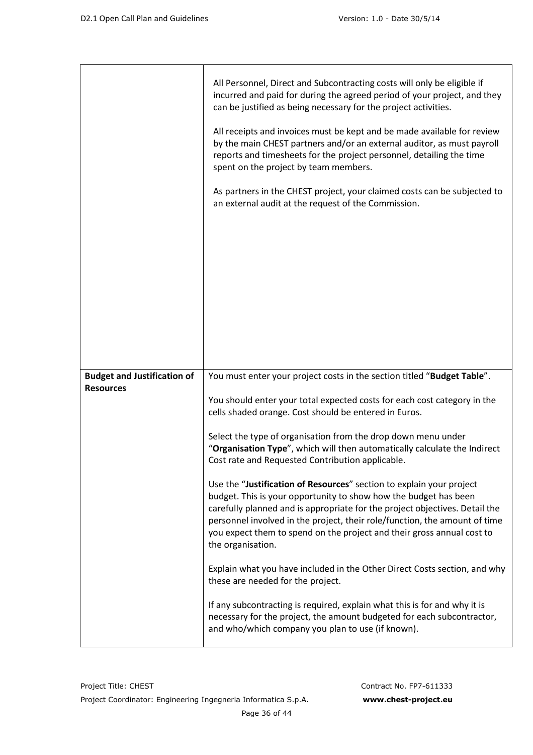| | |
|---|---|
| | All Personnel, Direct and Subcontracting costs will only be eligible if incurred and paid for during the agreed period of your project, and they can be justified as being necessary for the project activities.<br><br>All receipts and invoices must be kept and be made available for review by the main CHEST partners and/or an external auditor, as must payroll reports and timesheets for the project personnel, detailing the time spent on the project by team members.<br><br>As partners in the CHEST project, your claimed costs can be subjected to an external audit at the request of the Commission. |
| **Budget and Justification of Resources** | You must enter your project costs in the section titled "**Budget Table**".<br><br>You should enter your total expected costs for each cost category in the cells shaded orange. Cost should be entered in Euros.<br><br>Select the type of organisation from the drop down menu under "**Organisation Type**", which will then automatically calculate the Indirect Cost rate and Requested Contribution applicable.<br><br>Use the "**Justification of Resources**" section to explain your project budget. This is your opportunity to show how the budget has been carefully planned and is appropriate for the project objectives. Detail the personnel involved in the project, their role/function, the amount of time you expect them to spend on the project and their gross annual cost to the organisation.<br><br>Explain what you have included in the Other Direct Costs section, and why these are needed for the project.<br><br>If any subcontracting is required, explain what this is for and why it is necessary for the project, the amount budgeted for each subcontractor, and who/which company you plan to use (if known). |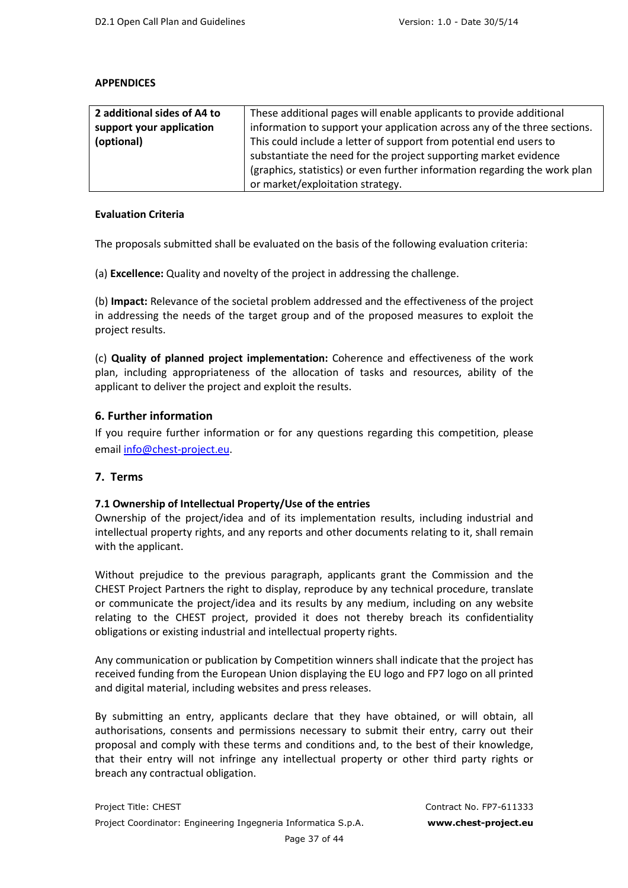**APPENDICES**

| | |
|---|---|
| **2 additional sides of A4 to support your application (optional)** | These additional pages will enable applicants to provide additional information to support your application across any of the three sections. This could include a letter of support from potential end users to substantiate the need for the project supporting market evidence (graphics, statistics) or even further information regarding the work plan or market/exploitation strategy. |

**Evaluation Criteria**

The proposals submitted shall be evaluated on the basis of the following evaluation criteria:

(a) **Excellence:** Quality and novelty of the project in addressing the challenge.

(b) **Impact:** Relevance of the societal problem addressed and the effectiveness of the project in addressing the needs of the target group and of the proposed measures to exploit the project results.

(c) **Quality of planned project implementation:** Coherence and effectiveness of the work plan, including appropriateness of the allocation of tasks and resources, ability of the applicant to deliver the project and exploit the results.

## 6. Further information

If you require further information or for any questions regarding this competition, please email info@chest-project.eu.

## 7. Terms

### 7.1 Ownership of Intellectual Property/Use of the entries

Ownership of the project/idea and of its implementation results, including industrial and intellectual property rights, and any reports and other documents relating to it, shall remain with the applicant.

Without prejudice to the previous paragraph, applicants grant the Commission and the CHEST Project Partners the right to display, reproduce by any technical procedure, translate or communicate the project/idea and its results by any medium, including on any website relating to the CHEST project, provided it does not thereby breach its confidentiality obligations or existing industrial and intellectual property rights.

Any communication or publication by Competition winners shall indicate that the project has received funding from the European Union displaying the EU logo and FP7 logo on all printed and digital material, including websites and press releases.

By submitting an entry, applicants declare that they have obtained, or will obtain, all authorisations, consents and permissions necessary to submit their entry, carry out their proposal and comply with these terms and conditions and, to the best of their knowledge, that their entry will not infringe any intellectual property or other third party rights or breach any contractual obligation.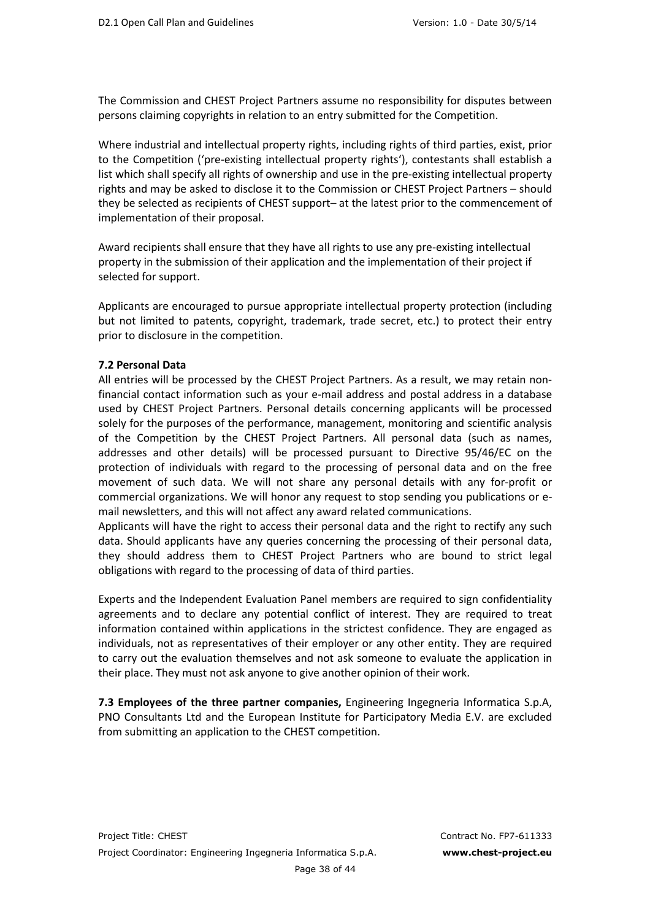The Commission and CHEST Project Partners assume no responsibility for disputes between persons claiming copyrights in relation to an entry submitted for the Competition.

Where industrial and intellectual property rights, including rights of third parties, exist, prior to the Competition ('pre-existing intellectual property rights'), contestants shall establish a list which shall specify all rights of ownership and use in the pre-existing intellectual property rights and may be asked to disclose it to the Commission or CHEST Project Partners – should they be selected as recipients of CHEST support– at the latest prior to the commencement of implementation of their proposal.

Award recipients shall ensure that they have all rights to use any pre-existing intellectual property in the submission of their application and the implementation of their project if selected for support.

Applicants are encouraged to pursue appropriate intellectual property protection (including but not limited to patents, copyright, trademark, trade secret, etc.) to protect their entry prior to disclosure in the competition.

### 7.2 Personal Data

All entries will be processed by the CHEST Project Partners. As a result, we may retain non-financial contact information such as your e-mail address and postal address in a database used by CHEST Project Partners. Personal details concerning applicants will be processed solely for the purposes of the performance, management, monitoring and scientific analysis of the Competition by the CHEST Project Partners. All personal data (such as names, addresses and other details) will be processed pursuant to Directive 95/46/EC on the protection of individuals with regard to the processing of personal data and on the free movement of such data. We will not share any personal details with any for-profit or commercial organizations. We will honor any request to stop sending you publications or e-mail newsletters, and this will not affect any award related communications.

Applicants will have the right to access their personal data and the right to rectify any such data. Should applicants have any queries concerning the processing of their personal data, they should address them to CHEST Project Partners who are bound to strict legal obligations with regard to the processing of data of third parties.

Experts and the Independent Evaluation Panel members are required to sign confidentiality agreements and to declare any potential conflict of interest. They are required to treat information contained within applications in the strictest confidence. They are engaged as individuals, not as representatives of their employer or any other entity. They are required to carry out the evaluation themselves and not ask someone to evaluate the application in their place. They must not ask anyone to give another opinion of their work.

**7.3 Employees of the three partner companies,** Engineering Ingegneria Informatica S.p.A, PNO Consultants Ltd and the European Institute for Participatory Media E.V. are excluded from submitting an application to the CHEST competition.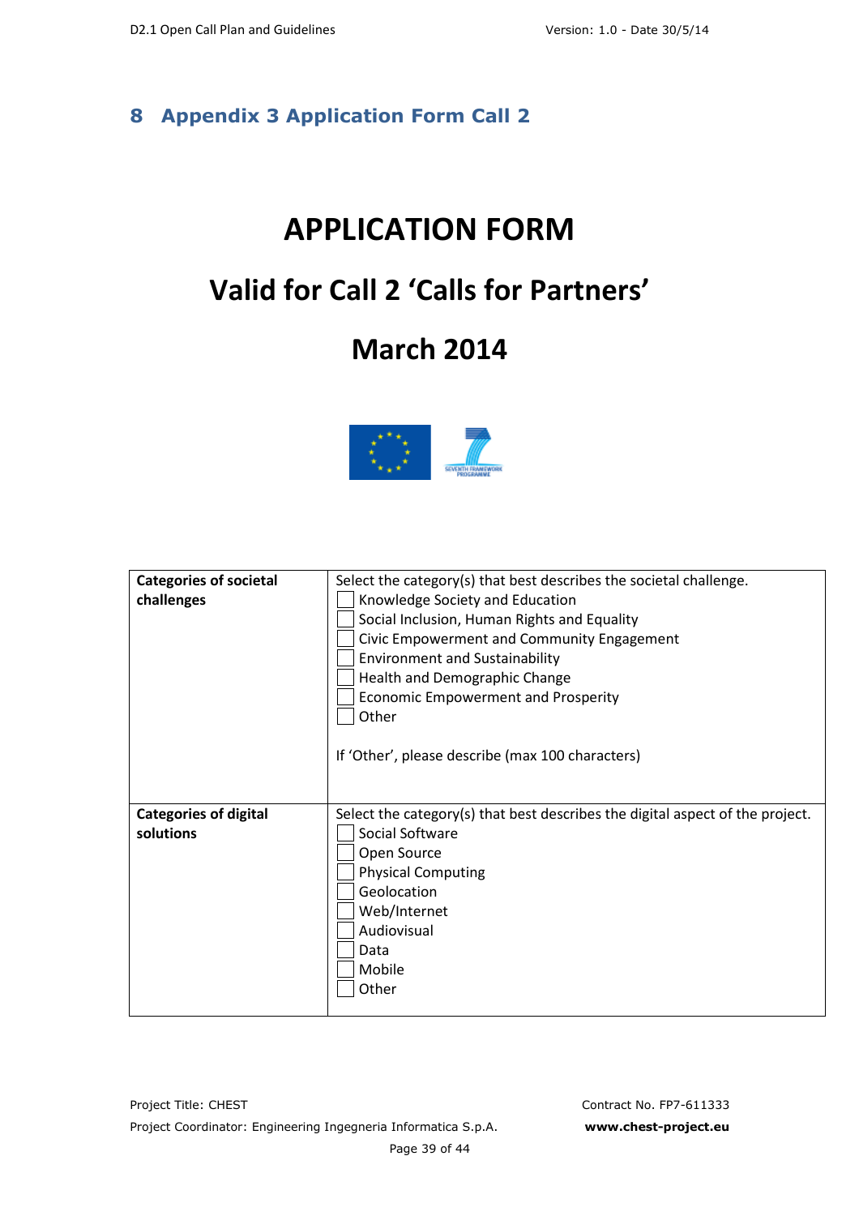# 8 Appendix 3 Application Form Call 2

# APPLICATION FORM

# Valid for Call 2 'Calls for Partners'

# March 2014

| | |
|---|---|
| **Categories of societal challenges** | Select the category(s) that best describes the societal challenge.<br>☐ Knowledge Society and Education<br>☐ Social Inclusion, Human Rights and Equality<br>☐ Civic Empowerment and Community Engagement<br>☐ Environment and Sustainability<br>☐ Health and Demographic Change<br>☐ Economic Empowerment and Prosperity<br>☐ Other<br><br>If 'Other', please describe (max 100 characters) |
| **Categories of digital solutions** | Select the category(s) that best describes the digital aspect of the project.<br>☐ Social Software<br>☐ Open Source<br>☐ Physical Computing<br>☐ Geolocation<br>☐ Web/Internet<br>☐ Audiovisual<br>☐ Data<br>☐ Mobile<br>☐ Other |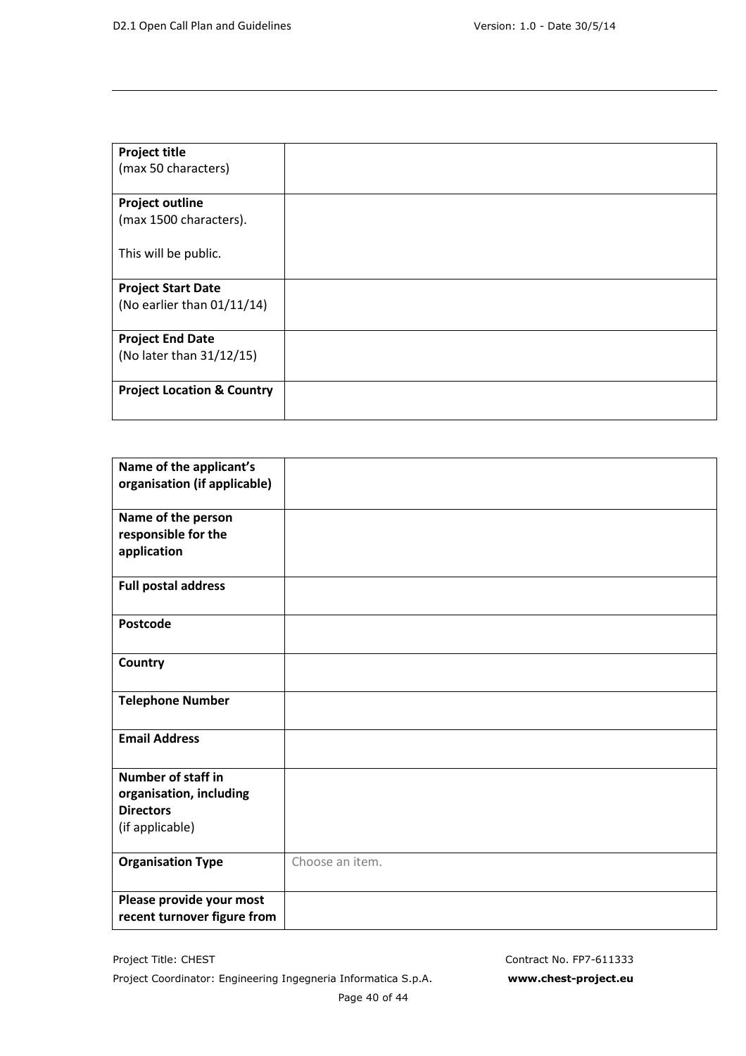| | |
|---|---|
| **Project title**<br>(max 50 characters) | |
| **Project outline**<br>(max 1500 characters).<br><br>This will be public. | |
| **Project Start Date**<br>(No earlier than 01/11/14) | |
| **Project End Date**<br>(No later than 31/12/15) | |
| **Project Location & Country** | |

| | |
|---|---|
| **Name of the applicant's organisation (if applicable)** | |
| **Name of the person responsible for the application** | |
| **Full postal address** | |
| **Postcode** | |
| **Country** | |
| **Telephone Number** | |
| **Email Address** | |
| **Number of staff in organisation, including Directors**<br>(if applicable) | |
| **Organisation Type** | Choose an item. |
| **Please provide your most recent turnover figure from** | |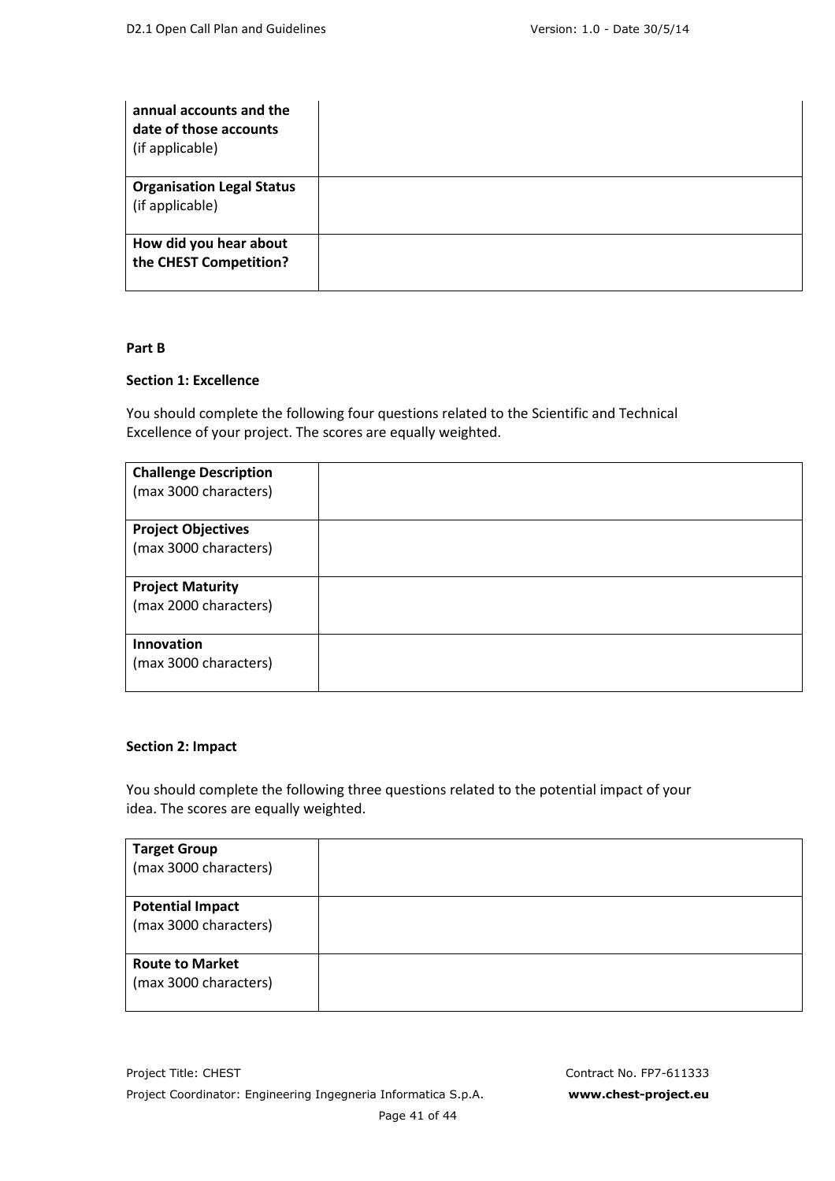| | |
|---|---|
| **annual accounts and the date of those accounts** (if applicable) | |
| **Organisation Legal Status** (if applicable) | |
| **How did you hear about the CHEST Competition?** | |

**Part B**

**Section 1: Excellence**

You should complete the following four questions related to the Scientific and Technical Excellence of your project. The scores are equally weighted.

| | |
|---|---|
| **Challenge Description** (max 3000 characters) | |
| **Project Objectives** (max 3000 characters) | |
| **Project Maturity** (max 2000 characters) | |
| **Innovation** (max 3000 characters) | |

**Section 2: Impact**

You should complete the following three questions related to the potential impact of your idea. The scores are equally weighted.

| | |
|---|---|
| **Target Group** (max 3000 characters) | |
| **Potential Impact** (max 3000 characters) | |
| **Route to Market** (max 3000 characters) | |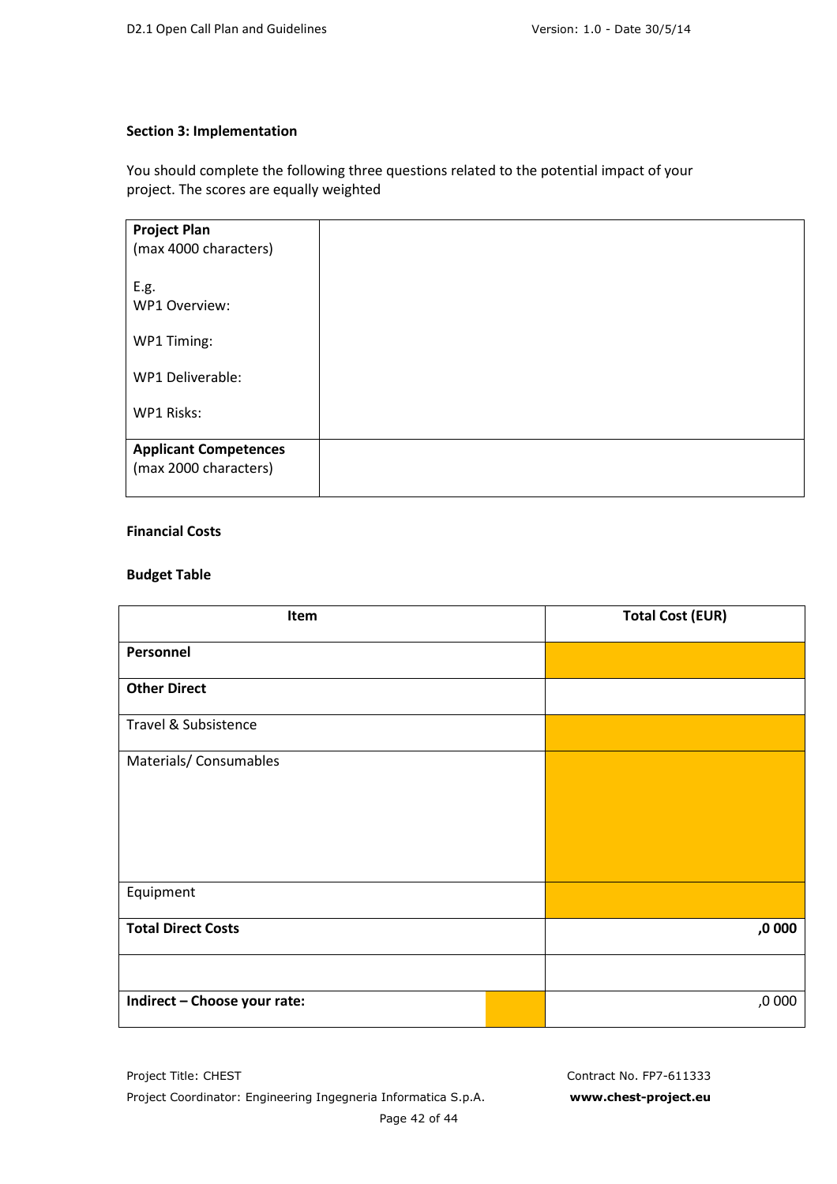**Section 3: Implementation**

You should complete the following three questions related to the potential impact of your project. The scores are equally weighted

| | |
|---|---|
| **Project Plan**<br>(max 4000 characters)<br><br>E.g.<br>WP1 Overview:<br><br>WP1 Timing:<br><br>WP1 Deliverable:<br><br>WP1 Risks: | |
| **Applicant Competences**<br>(max 2000 characters) | |

**Financial Costs**

**Budget Table**

| Item | | Total Cost (EUR) |
|---|---|---|
| **Personnel** | | |
| **Other Direct** | | |
| Travel & Subsistence | | |
| Materials/ Consumables | | |
| Equipment | | |
| **Total Direct Costs** | | **,0 000** |
| | | |
| **Indirect – Choose your rate:** | | ,0 000 |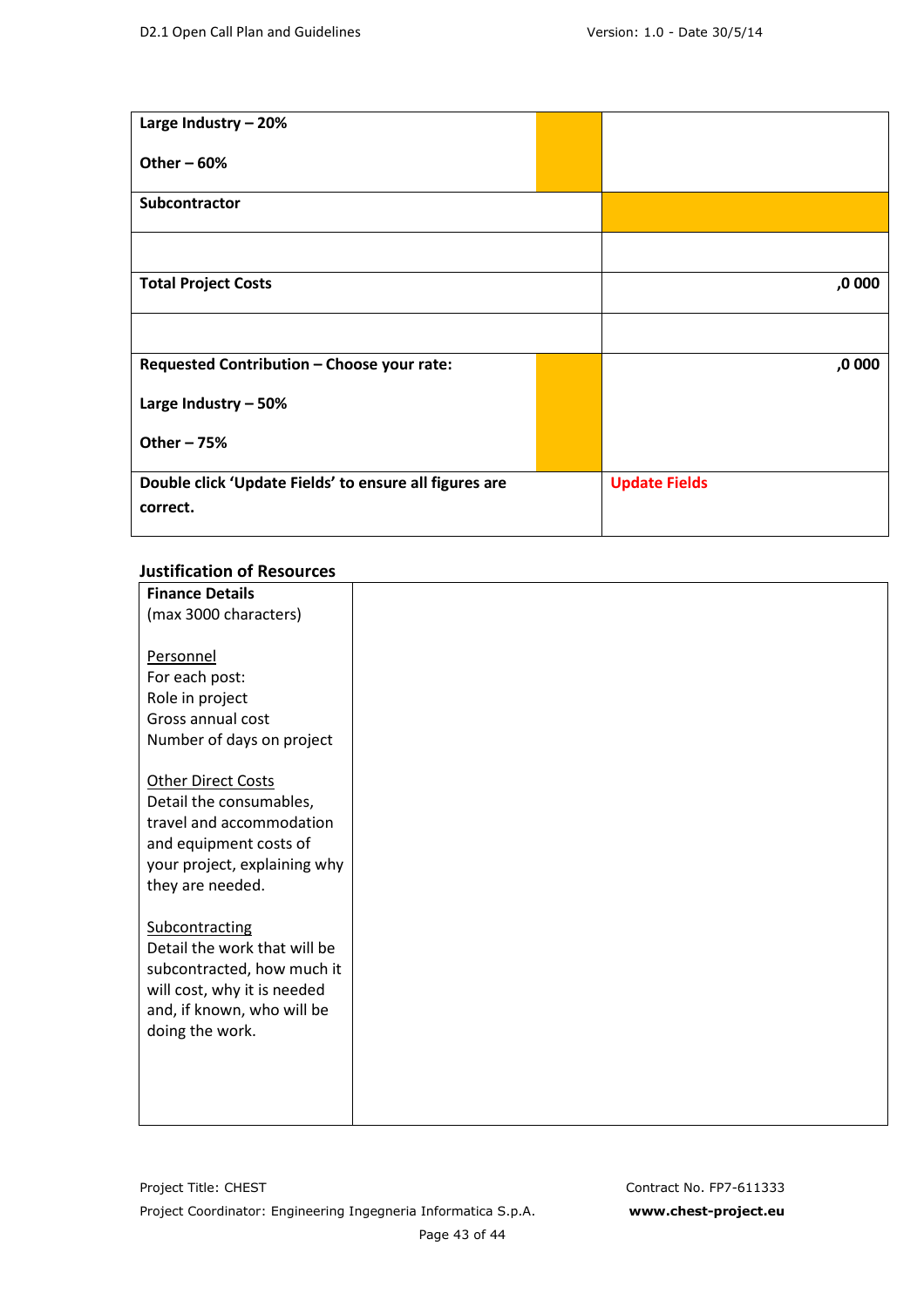| | | |
|---|---|---|
| **Large Industry – 20%**<br><br>**Other – 60%** | | |
| **Subcontractor** | | |
| | | |
| **Total Project Costs** | | **,0 000** |
| | | |
| **Requested Contribution – Choose your rate:**<br><br>**Large Industry – 50%**<br><br>**Other – 75%** | | **,0 000** |
| **Double click 'Update Fields' to ensure all figures are correct.** | | **Update Fields** |

### Justification of Resources

| | |
|---|---|
| **Finance Details**<br>(max 3000 characters)<br><br>Personnel<br>For each post:<br>Role in project<br>Gross annual cost<br>Number of days on project<br><br>Other Direct Costs<br>Detail the consumables, travel and accommodation and equipment costs of your project, explaining why they are needed.<br><br>Subcontracting<br>Detail the work that will be subcontracted, how much it will cost, why it is needed and, if known, who will be doing the work. | |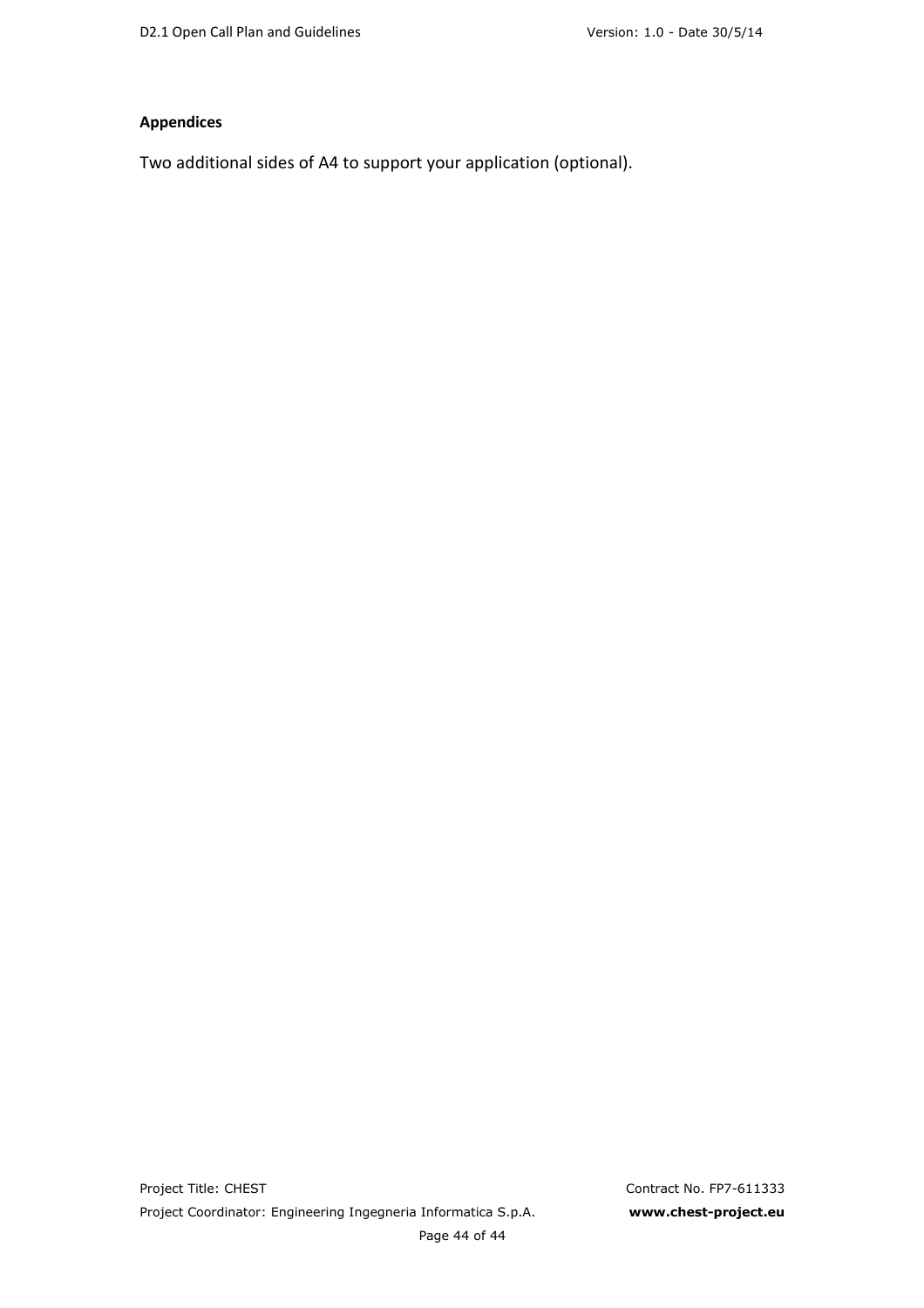**Appendices**

Two additional sides of A4 to support your application (optional).